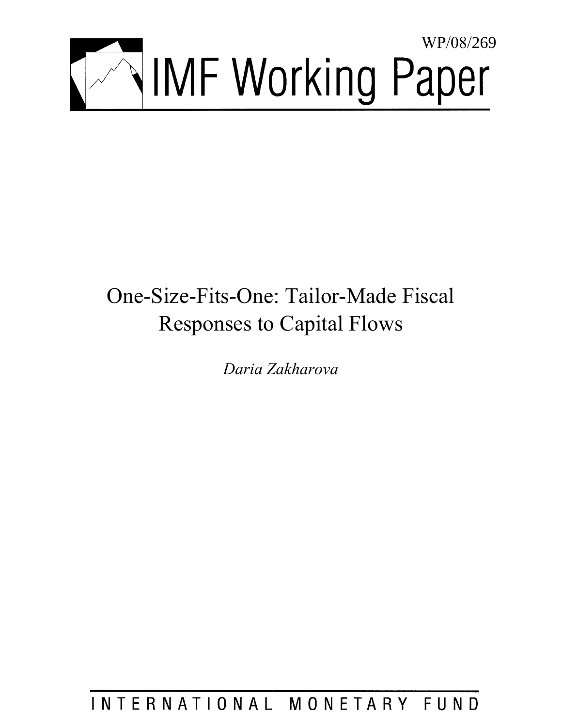WP/08/269

# IMF Working Paper

# One-Size-Fits-One: Tailor-Made Fiscal Responses to Capital Flows

*Daria Zakharova*

INTERNATIONAL MONETARY FUND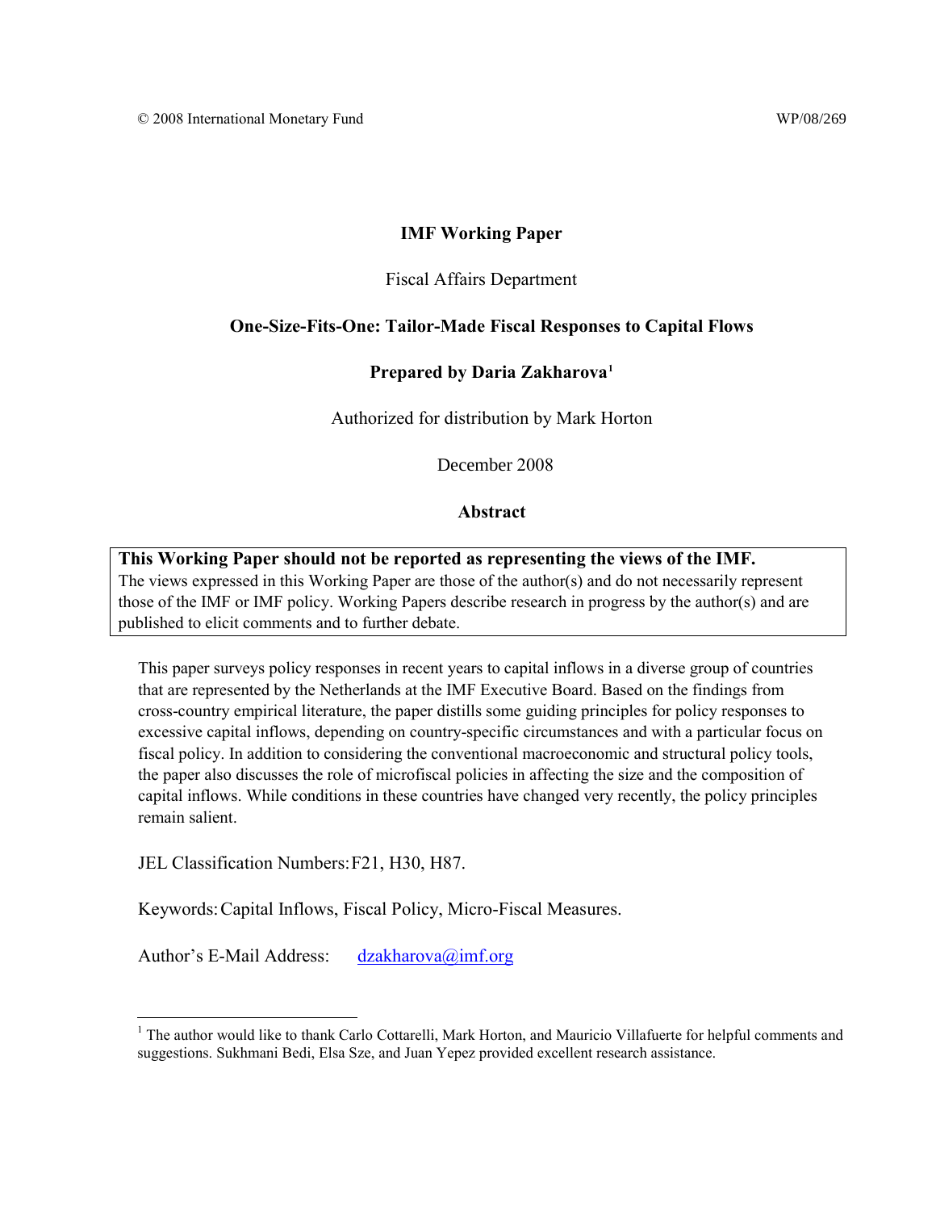© 2008 International Monetary Fund WP/08/269

**IMF Working Paper**

Fiscal Affairs Department

**One-Size-Fits-One: Tailor-Made Fiscal Responses to Capital Flows**

**Prepared by Daria Zakharova[1]**

Authorized for distribution by Mark Horton

December 2008

**Abstract**

**This Working Paper should not be reported as representing the views of the IMF.**
The views expressed in this Working Paper are those of the author(s) and do not necessarily represent those of the IMF or IMF policy. Working Papers describe research in progress by the author(s) and are published to elicit comments and to further debate.

This paper surveys policy responses in recent years to capital inflows in a diverse group of countries that are represented by the Netherlands at the IMF Executive Board. Based on the findings from cross-country empirical literature, the paper distills some guiding principles for policy responses to excessive capital inflows, depending on country-specific circumstances and with a particular focus on fiscal policy. In addition to considering the conventional macroeconomic and structural policy tools, the paper also discusses the role of microfiscal policies in affecting the size and the composition of capital inflows. While conditions in these countries have changed very recently, the policy principles remain salient.

JEL Classification Numbers: F21, H30, H87.

Keywords: Capital Inflows, Fiscal Policy, Micro-Fiscal Measures.

Author's E-Mail Address: dzakharova@imf.org

[1] The author would like to thank Carlo Cottarelli, Mark Horton, and Mauricio Villafuerte for helpful comments and suggestions. Sukhmani Bedi, Elsa Sze, and Juan Yepez provided excellent research assistance.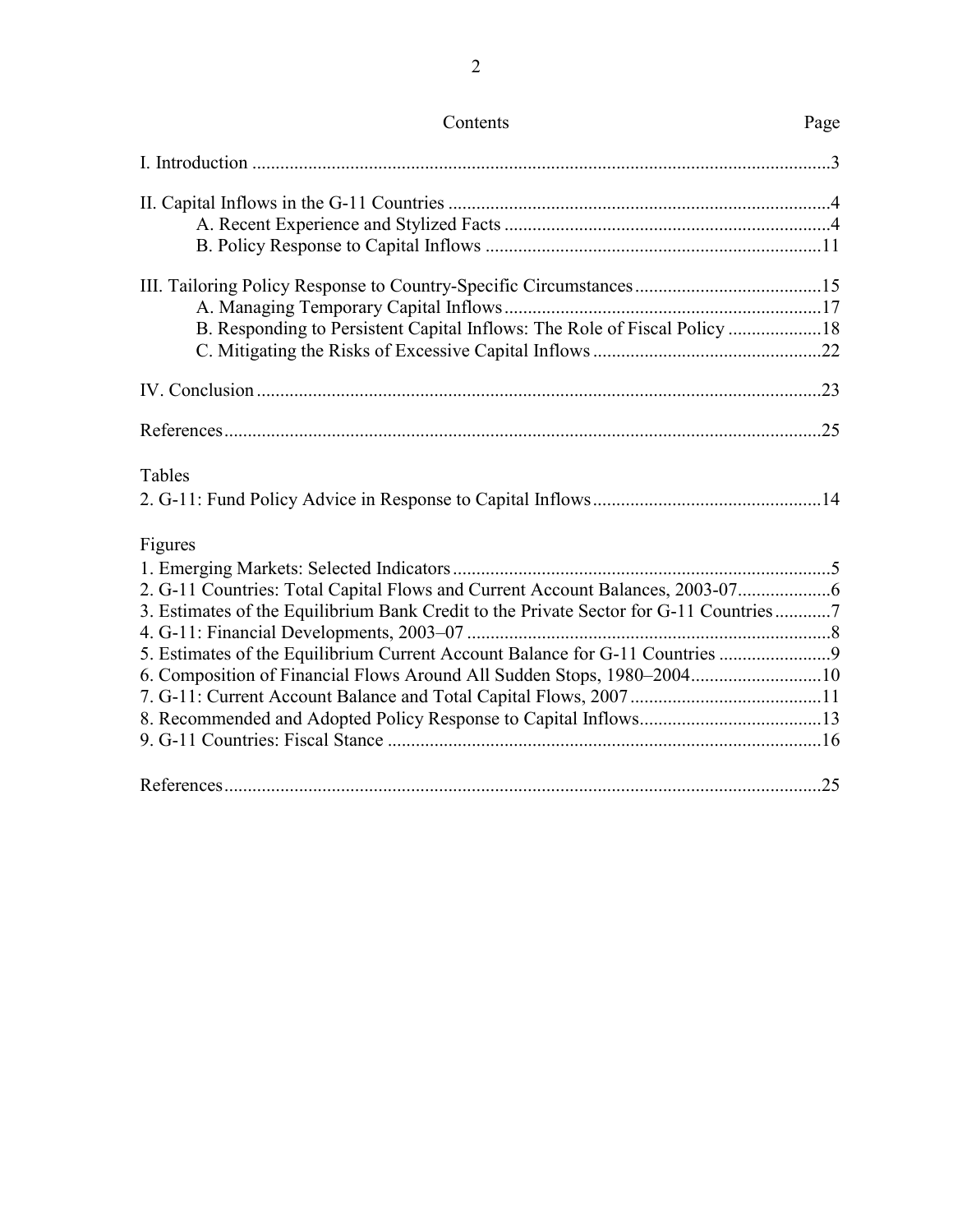Contents Page

I. Introduction ...........................................................................................................................3

II. Capital Inflows in the G-11 Countries .................................................................................4
    A. Recent Experience and Stylized Facts .....................................................................4
    B. Policy Response to Capital Inflows .......................................................................11

III. Tailoring Policy Response to Country-Specific Circumstances........................................15
    A. Managing Temporary Capital Inflows...................................................................17
    B. Responding to Persistent Capital Inflows: The Role of Fiscal Policy ....................18
    C. Mitigating the Risks of Excessive Capital Inflows ................................................22

IV. Conclusion ........................................................................................................................23

References...............................................................................................................................25

Tables

2. G-11: Fund Policy Advice in Response to Capital Inflows.................................................14

Figures

1. Emerging Markets: Selected Indicators................................................................................5
2. G-11 Countries: Total Capital Flows and Current Account Balances, 2003-07....................6
3. Estimates of the Equilibrium Bank Credit to the Private Sector for G-11 Countries............7
4. G-11: Financial Developments, 2003–07 .............................................................................8
5. Estimates of the Equilibrium Current Account Balance for G-11 Countries ........................9
6. Composition of Financial Flows Around All Sudden Stops, 1980–2004............................10
7. G-11: Current Account Balance and Total Capital Flows, 2007.........................................11
8. Recommended and Adopted Policy Response to Capital Inflows.......................................13
9. G-11 Countries: Fiscal Stance ............................................................................................16

References...............................................................................................................................25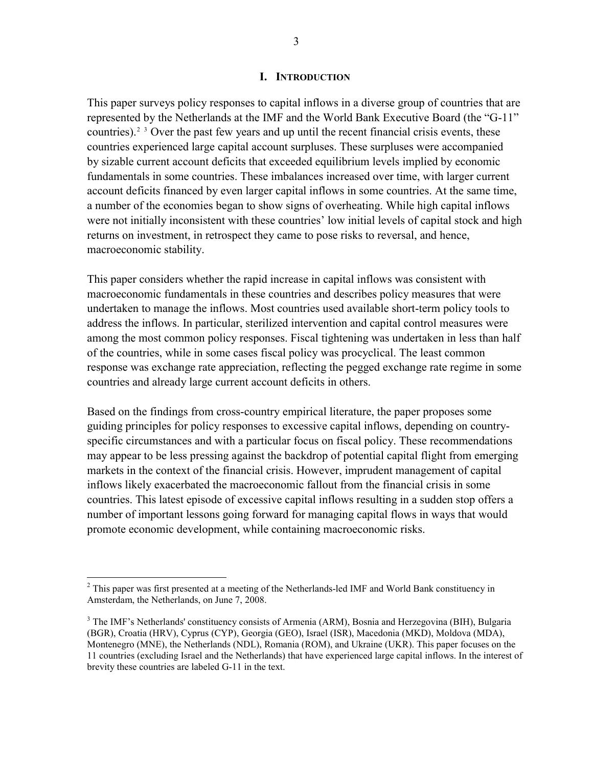# I. INTRODUCTION

This paper surveys policy responses to capital inflows in a diverse group of countries that are represented by the Netherlands at the IMF and the World Bank Executive Board (the "G-11" countries).[2] [3] Over the past few years and up until the recent financial crisis events, these countries experienced large capital account surpluses. These surpluses were accompanied by sizable current account deficits that exceeded equilibrium levels implied by economic fundamentals in some countries. These imbalances increased over time, with larger current account deficits financed by even larger capital inflows in some countries. At the same time, a number of the economies began to show signs of overheating. While high capital inflows were not initially inconsistent with these countries' low initial levels of capital stock and high returns on investment, in retrospect they came to pose risks to reversal, and hence, macroeconomic stability.

This paper considers whether the rapid increase in capital inflows was consistent with macroeconomic fundamentals in these countries and describes policy measures that were undertaken to manage the inflows. Most countries used available short-term policy tools to address the inflows. In particular, sterilized intervention and capital control measures were among the most common policy responses. Fiscal tightening was undertaken in less than half of the countries, while in some cases fiscal policy was procyclical. The least common response was exchange rate appreciation, reflecting the pegged exchange rate regime in some countries and already large current account deficits in others.

Based on the findings from cross-country empirical literature, the paper proposes some guiding principles for policy responses to excessive capital inflows, depending on country-specific circumstances and with a particular focus on fiscal policy. These recommendations may appear to be less pressing against the backdrop of potential capital flight from emerging markets in the context of the financial crisis. However, imprudent management of capital inflows likely exacerbated the macroeconomic fallout from the financial crisis in some countries. This latest episode of excessive capital inflows resulting in a sudden stop offers a number of important lessons going forward for managing capital flows in ways that would promote economic development, while containing macroeconomic risks.

---

[2] This paper was first presented at a meeting of the Netherlands-led IMF and World Bank constituency in Amsterdam, the Netherlands, on June 7, 2008.

[3] The IMF's Netherlands' constituency consists of Armenia (ARM), Bosnia and Herzegovina (BIH), Bulgaria (BGR), Croatia (HRV), Cyprus (CYP), Georgia (GEO), Israel (ISR), Macedonia (MKD), Moldova (MDA), Montenegro (MNE), the Netherlands (NDL), Romania (ROM), and Ukraine (UKR). This paper focuses on the 11 countries (excluding Israel and the Netherlands) that have experienced large capital inflows. In the interest of brevity these countries are labeled G-11 in the text.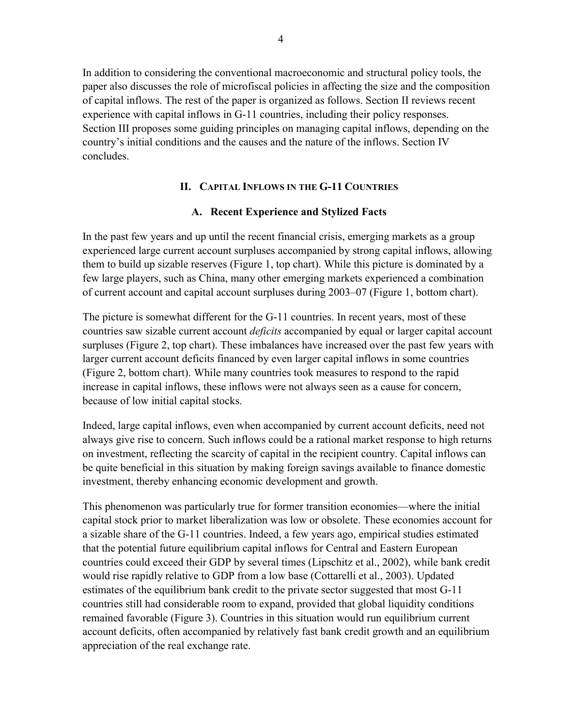In addition to considering the conventional macroeconomic and structural policy tools, the paper also discusses the role of microfiscal policies in affecting the size and the composition of capital inflows. The rest of the paper is organized as follows. Section II reviews recent experience with capital inflows in G-11 countries, including their policy responses. Section III proposes some guiding principles on managing capital inflows, depending on the country's initial conditions and the causes and the nature of the inflows. Section IV concludes.

## II. Capital Inflows in the G-11 Countries

### A. Recent Experience and Stylized Facts

In the past few years and up until the recent financial crisis, emerging markets as a group experienced large current account surpluses accompanied by strong capital inflows, allowing them to build up sizable reserves (Figure 1, top chart). While this picture is dominated by a few large players, such as China, many other emerging markets experienced a combination of current account and capital account surpluses during 2003–07 (Figure 1, bottom chart).

The picture is somewhat different for the G-11 countries. In recent years, most of these countries saw sizable current account *deficits* accompanied by equal or larger capital account surpluses (Figure 2, top chart). These imbalances have increased over the past few years with larger current account deficits financed by even larger capital inflows in some countries (Figure 2, bottom chart). While many countries took measures to respond to the rapid increase in capital inflows, these inflows were not always seen as a cause for concern, because of low initial capital stocks.

Indeed, large capital inflows, even when accompanied by current account deficits, need not always give rise to concern. Such inflows could be a rational market response to high returns on investment, reflecting the scarcity of capital in the recipient country. Capital inflows can be quite beneficial in this situation by making foreign savings available to finance domestic investment, thereby enhancing economic development and growth.

This phenomenon was particularly true for former transition economies—where the initial capital stock prior to market liberalization was low or obsolete. These economies account for a sizable share of the G-11 countries. Indeed, a few years ago, empirical studies estimated that the potential future equilibrium capital inflows for Central and Eastern European countries could exceed their GDP by several times (Lipschitz et al., 2002), while bank credit would rise rapidly relative to GDP from a low base (Cottarelli et al., 2003). Updated estimates of the equilibrium bank credit to the private sector suggested that most G-11 countries still had considerable room to expand, provided that global liquidity conditions remained favorable (Figure 3). Countries in this situation would run equilibrium current account deficits, often accompanied by relatively fast bank credit growth and an equilibrium appreciation of the real exchange rate.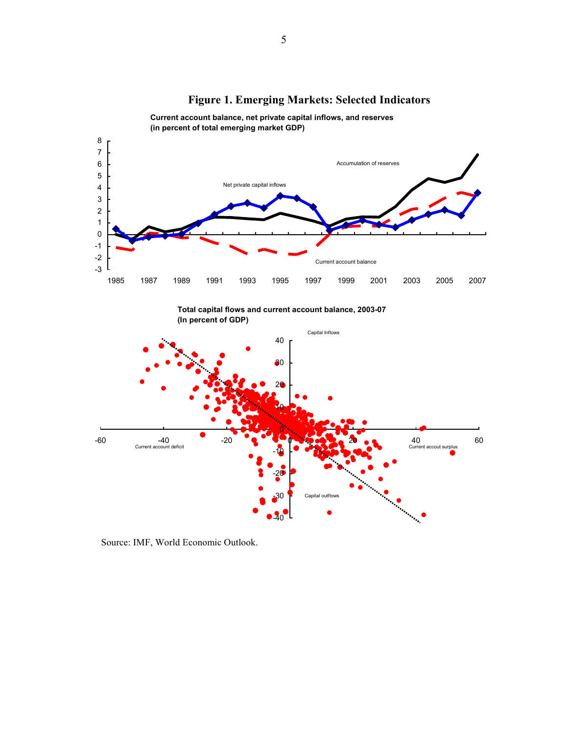# Figure 1. Emerging Markets: Selected Indicators

**Current account balance, net private capital inflows, and reserves (in percent of total emerging market GDP)**

**Total capital flows and current account balance, 2003-07 (In percent of GDP)**

Source: IMF, World Economic Outlook.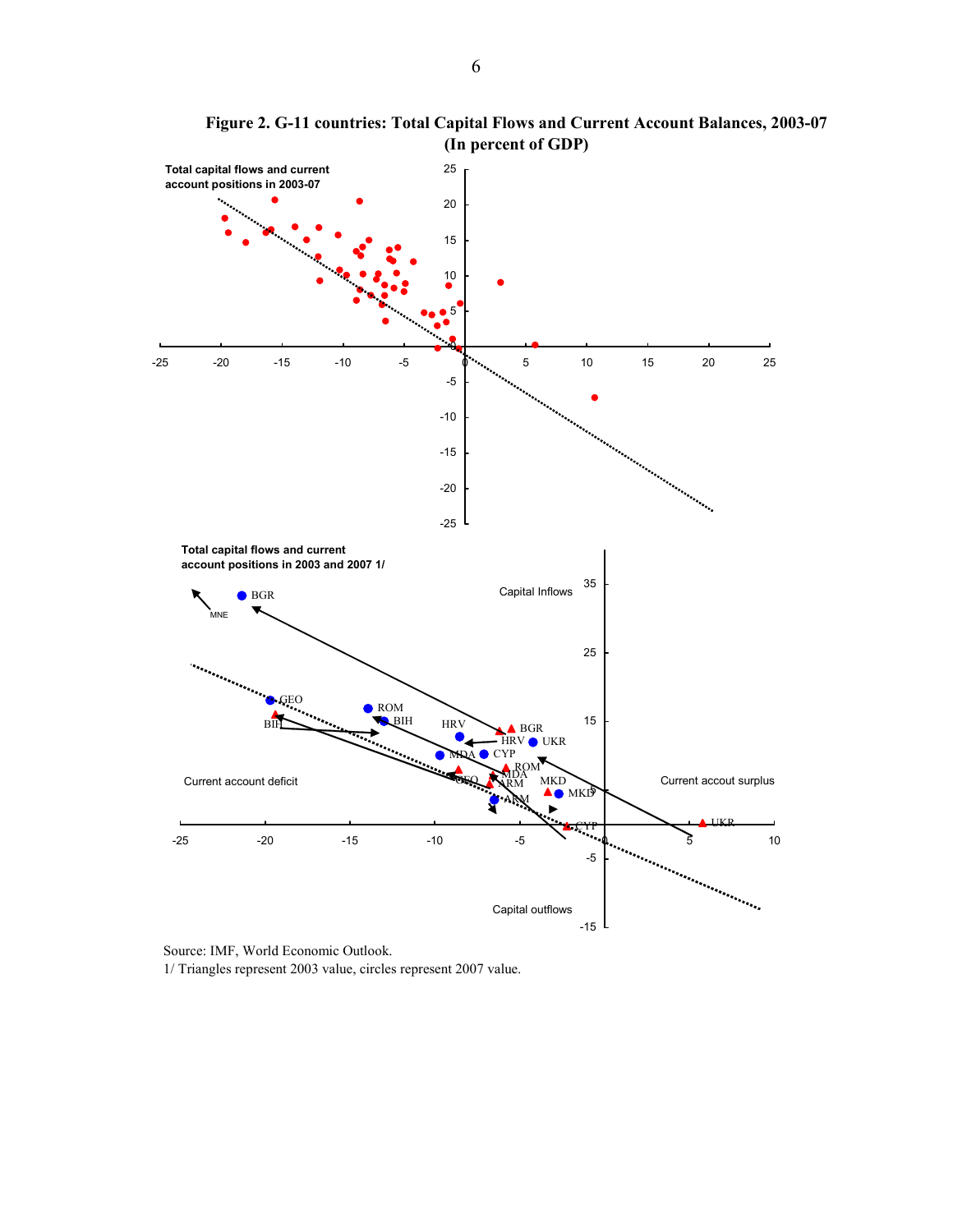**Figure 2. G-11 countries: Total Capital Flows and Current Account Balances, 2003-07 (In percent of GDP)**

Total capital flows and current account positions in 2003-07

Total capital flows and current account positions in 2003 and 2007 1/

Capital Inflows

Capital outflows

Current account deficit

Current accout surplus

Source: IMF, World Economic Outlook.

1/ Triangles represent 2003 value, circles represent 2007 value.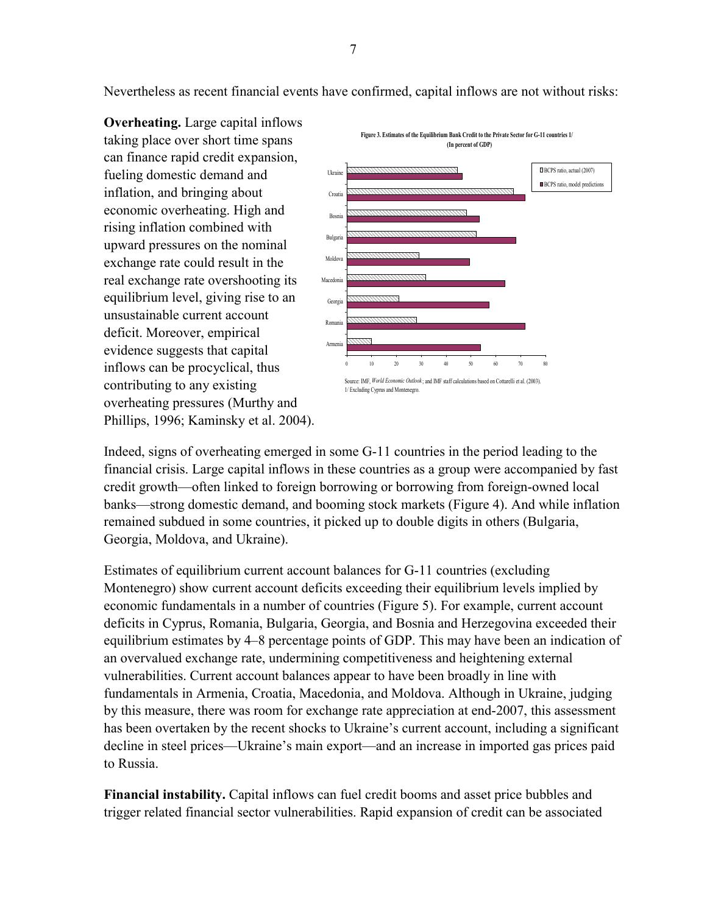Nevertheless as recent financial events have confirmed, capital inflows are not without risks:

**Overheating.** Large capital inflows taking place over short time spans can finance rapid credit expansion, fueling domestic demand and inflation, and bringing about economic overheating. High and rising inflation combined with upward pressures on the nominal exchange rate could result in the real exchange rate overshooting its equilibrium level, giving rise to an unsustainable current account deficit. Moreover, empirical evidence suggests that capital inflows can be procyclical, thus contributing to any existing overheating pressures (Murthy and Phillips, 1996; Kaminsky et al. 2004).

**Figure 3. Estimates of the Equilibrium Bank Credit to the Private Sector for G-11 countries 1/**
**(In percent of GDP)**

Source: IMF, *World Economic Outlook*; and IMF staff calculations based on Cottarelli et al. (2003).
1/ Excluding Cyprus and Montenegro.

Indeed, signs of overheating emerged in some G-11 countries in the period leading to the financial crisis. Large capital inflows in these countries as a group were accompanied by fast credit growth—often linked to foreign borrowing or borrowing from foreign-owned local banks—strong domestic demand, and booming stock markets (Figure 4). And while inflation remained subdued in some countries, it picked up to double digits in others (Bulgaria, Georgia, Moldova, and Ukraine).

Estimates of equilibrium current account balances for G-11 countries (excluding Montenegro) show current account deficits exceeding their equilibrium levels implied by economic fundamentals in a number of countries (Figure 5). For example, current account deficits in Cyprus, Romania, Bulgaria, Georgia, and Bosnia and Herzegovina exceeded their equilibrium estimates by 4–8 percentage points of GDP. This may have been an indication of an overvalued exchange rate, undermining competitiveness and heightening external vulnerabilities. Current account balances appear to have been broadly in line with fundamentals in Armenia, Croatia, Macedonia, and Moldova. Although in Ukraine, judging by this measure, there was room for exchange rate appreciation at end-2007, this assessment has been overtaken by the recent shocks to Ukraine's current account, including a significant decline in steel prices—Ukraine's main export—and an increase in imported gas prices paid to Russia.

**Financial instability.** Capital inflows can fuel credit booms and asset price bubbles and trigger related financial sector vulnerabilities. Rapid expansion of credit can be associated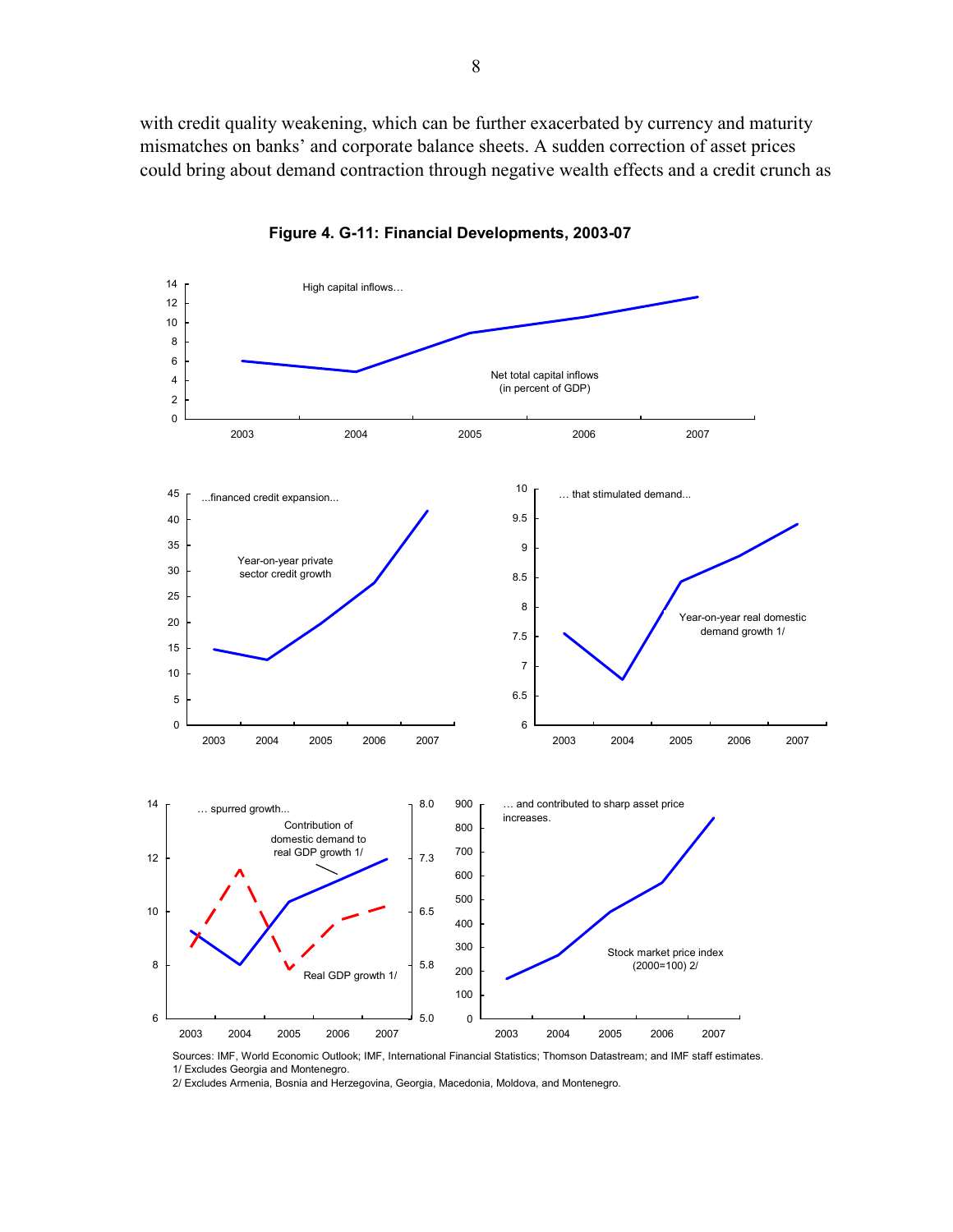with credit quality weakening, which can be further exacerbated by currency and maturity mismatches on banks' and corporate balance sheets. A sudden correction of asset prices could bring about demand contraction through negative wealth effects and a credit crunch as

**Figure 4. G-11: Financial Developments, 2003-07**

Sources: IMF, World Economic Outlook; IMF, International Financial Statistics; Thomson Datastream; and IMF staff estimates.
1/ Excludes Georgia and Montenegro.
2/ Excludes Armenia, Bosnia and Herzegovina, Georgia, Macedonia, Moldova, and Montenegro.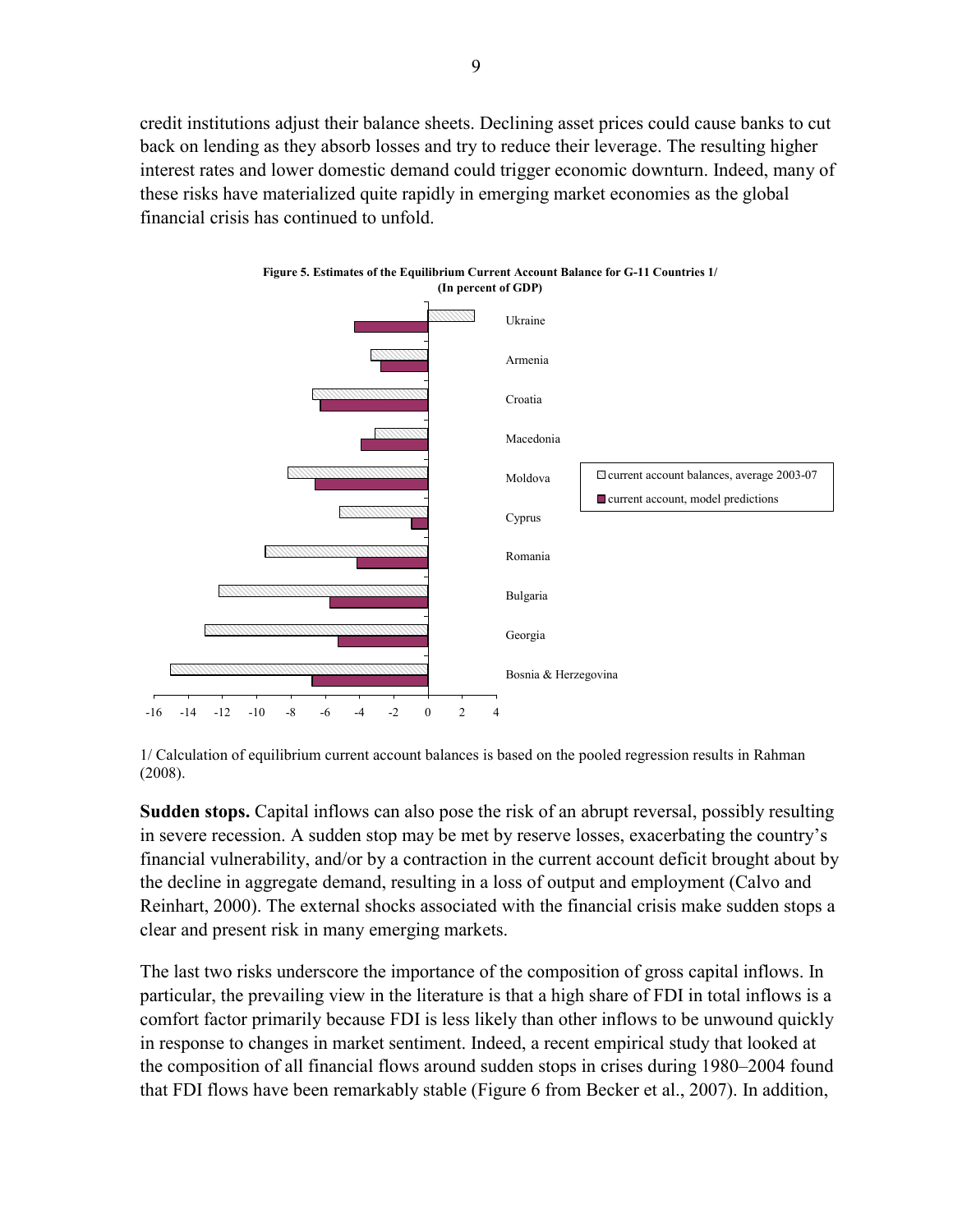credit institutions adjust their balance sheets. Declining asset prices could cause banks to cut back on lending as they absorb losses and try to reduce their leverage. The resulting higher interest rates and lower domestic demand could trigger economic downturn. Indeed, many of these risks have materialized quite rapidly in emerging market economies as the global financial crisis has continued to unfold.

**Figure 5. Estimates of the Equilibrium Current Account Balance for G-11 Countries 1/**
**(In percent of GDP)**

1/ Calculation of equilibrium current account balances is based on the pooled regression results in Rahman (2008).

**Sudden stops.** Capital inflows can also pose the risk of an abrupt reversal, possibly resulting in severe recession. A sudden stop may be met by reserve losses, exacerbating the country's financial vulnerability, and/or by a contraction in the current account deficit brought about by the decline in aggregate demand, resulting in a loss of output and employment (Calvo and Reinhart, 2000). The external shocks associated with the financial crisis make sudden stops a clear and present risk in many emerging markets.

The last two risks underscore the importance of the composition of gross capital inflows. In particular, the prevailing view in the literature is that a high share of FDI in total inflows is a comfort factor primarily because FDI is less likely than other inflows to be unwound quickly in response to changes in market sentiment. Indeed, a recent empirical study that looked at the composition of all financial flows around sudden stops in crises during 1980–2004 found that FDI flows have been remarkably stable (Figure 6 from Becker et al., 2007). In addition,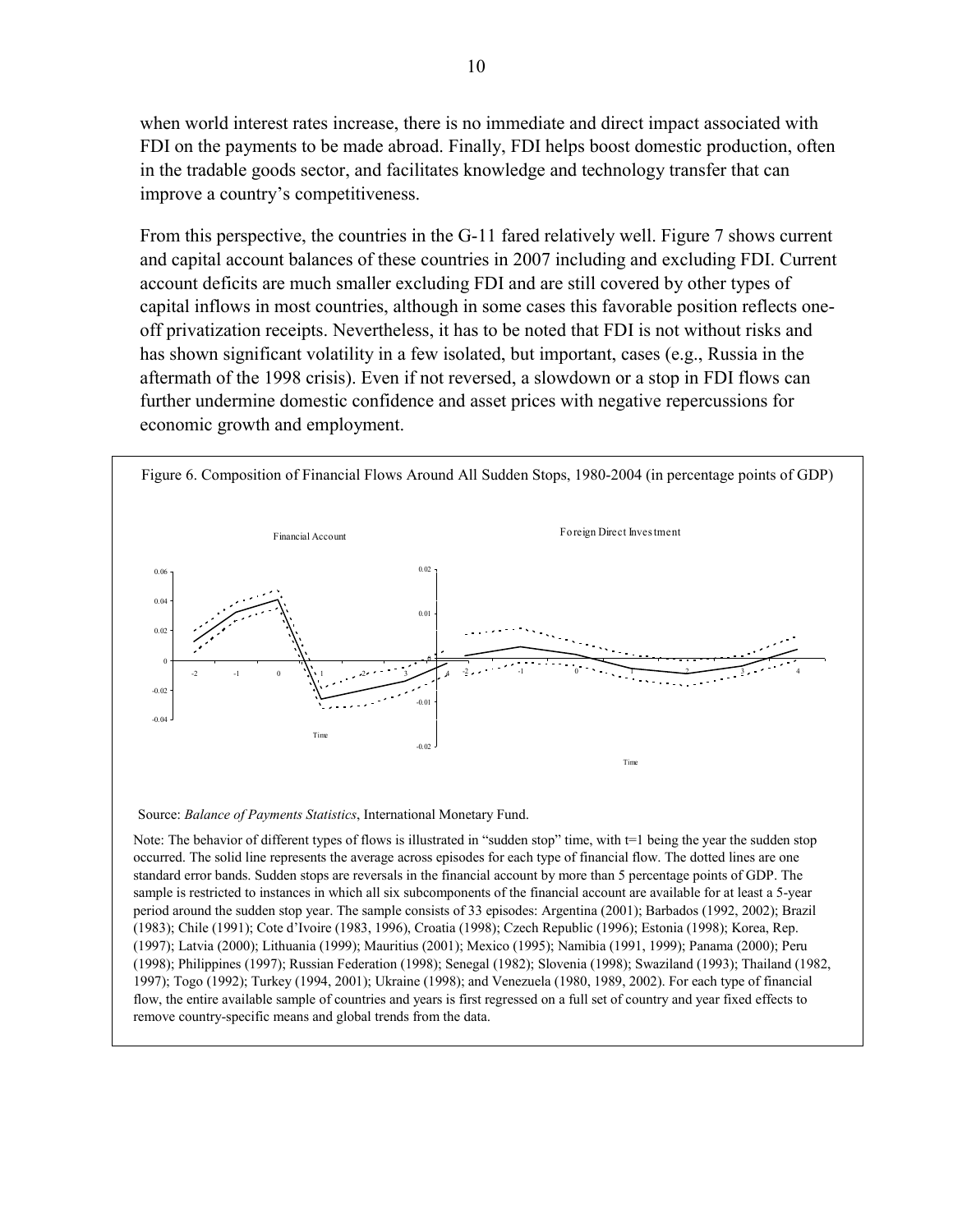when world interest rates increase, there is no immediate and direct impact associated with FDI on the payments to be made abroad. Finally, FDI helps boost domestic production, often in the tradable goods sector, and facilitates knowledge and technology transfer that can improve a country's competitiveness.

From this perspective, the countries in the G-11 fared relatively well. Figure 7 shows current and capital account balances of these countries in 2007 including and excluding FDI. Current account deficits are much smaller excluding FDI and are still covered by other types of capital inflows in most countries, although in some cases this favorable position reflects one-off privatization receipts. Nevertheless, it has to be noted that FDI is not without risks and has shown significant volatility in a few isolated, but important, cases (e.g., Russia in the aftermath of the 1998 crisis). Even if not reversed, a slowdown or a stop in FDI flows can further undermine domestic confidence and asset prices with negative repercussions for economic growth and employment.

Figure 6. Composition of Financial Flows Around All Sudden Stops, 1980-2004 (in percentage points of GDP)

Source: *Balance of Payments Statistics*, International Monetary Fund.

Note: The behavior of different types of flows is illustrated in "sudden stop" time, with t=1 being the year the sudden stop occurred. The solid line represents the average across episodes for each type of financial flow. The dotted lines are one standard error bands. Sudden stops are reversals in the financial account by more than 5 percentage points of GDP. The sample is restricted to instances in which all six subcomponents of the financial account are available for at least a 5-year period around the sudden stop year. The sample consists of 33 episodes: Argentina (2001); Barbados (1992, 2002); Brazil (1983); Chile (1991); Cote d'Ivoire (1983, 1996), Croatia (1998); Czech Republic (1996); Estonia (1998); Korea, Rep. (1997); Latvia (2000); Lithuania (1999); Mauritius (2001); Mexico (1995); Namibia (1991, 1999); Panama (2000); Peru (1998); Philippines (1997); Russian Federation (1998); Senegal (1982); Slovenia (1998); Swaziland (1993); Thailand (1982, 1997); Togo (1992); Turkey (1994, 2001); Ukraine (1998); and Venezuela (1980, 1989, 2002). For each type of financial flow, the entire available sample of countries and years is first regressed on a full set of country and year fixed effects to remove country-specific means and global trends from the data.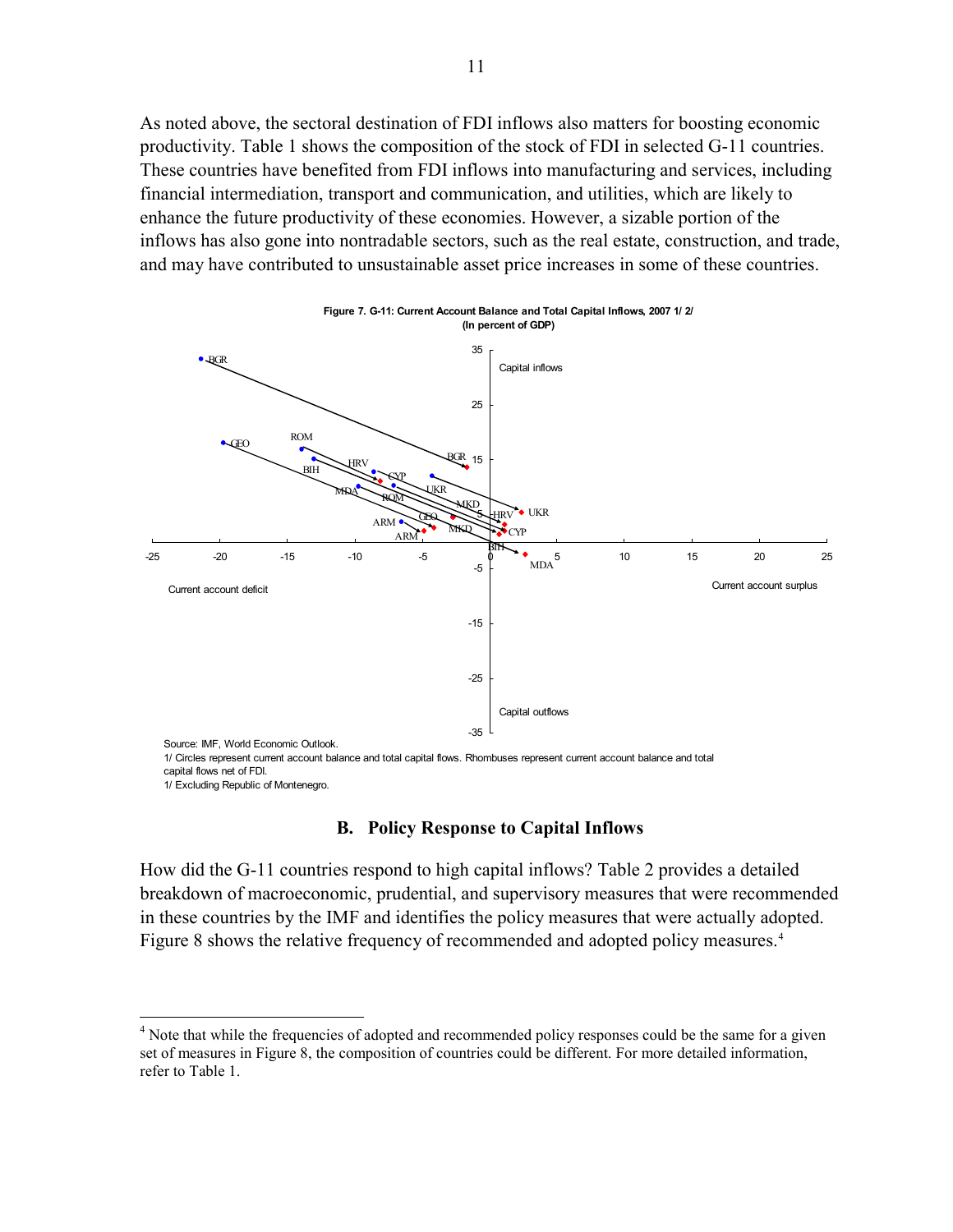As noted above, the sectoral destination of FDI inflows also matters for boosting economic productivity. Table 1 shows the composition of the stock of FDI in selected G-11 countries. These countries have benefited from FDI inflows into manufacturing and services, including financial intermediation, transport and communication, and utilities, which are likely to enhance the future productivity of these economies. However, a sizable portion of the inflows has also gone into nontradable sectors, such as the real estate, construction, and trade, and may have contributed to unsustainable asset price increases in some of these countries.

**Figure 7. G-11: Current Account Balance and Total Capital Inflows, 2007 1/ 2/**
**(In percent of GDP)**

Source: IMF, World Economic Outlook.
1/ Circles represent current account balance and total capital flows. Rhombuses represent current account balance and total capital flows net of FDI.
1/ Excluding Republic of Montenegro.

## B. Policy Response to Capital Inflows

How did the G-11 countries respond to high capital inflows? Table 2 provides a detailed breakdown of macroeconomic, prudential, and supervisory measures that were recommended in these countries by the IMF and identifies the policy measures that were actually adopted. Figure 8 shows the relative frequency of recommended and adopted policy measures.[4]

---

[4] Note that while the frequencies of adopted and recommended policy responses could be the same for a given set of measures in Figure 8, the composition of countries could be different. For more detailed information, refer to Table 1.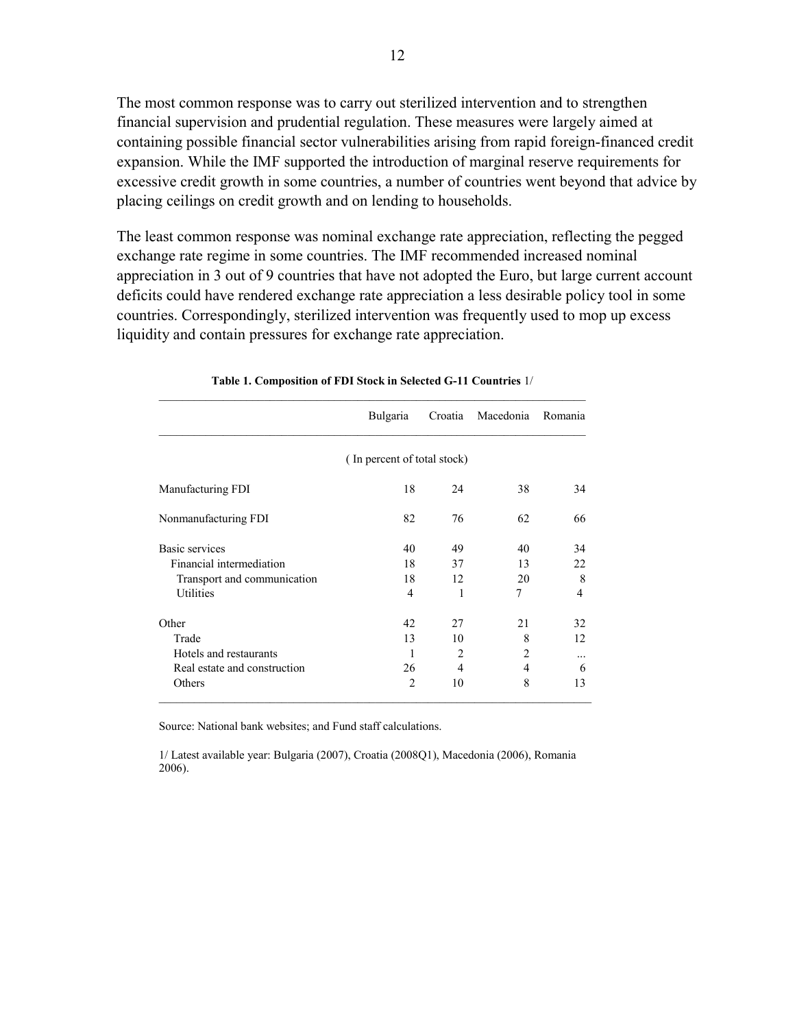The most common response was to carry out sterilized intervention and to strengthen financial supervision and prudential regulation. These measures were largely aimed at containing possible financial sector vulnerabilities arising from rapid foreign-financed credit expansion. While the IMF supported the introduction of marginal reserve requirements for excessive credit growth in some countries, a number of countries went beyond that advice by placing ceilings on credit growth and on lending to households.

The least common response was nominal exchange rate appreciation, reflecting the pegged exchange rate regime in some countries. The IMF recommended increased nominal appreciation in 3 out of 9 countries that have not adopted the Euro, but large current account deficits could have rendered exchange rate appreciation a less desirable policy tool in some countries. Correspondingly, sterilized intervention was frequently used to mop up excess liquidity and contain pressures for exchange rate appreciation.

**Table 1. Composition of FDI Stock in Selected G-11 Countries** 1/

| | Bulgaria | Croatia | Macedonia | Romania |
|---|---|---|---|---|
| | (In percent of total stock) | | | |
| Manufacturing FDI | 18 | 24 | 38 | 34 |
| Nonmanufacturing FDI | 82 | 76 | 62 | 66 |
| Basic services | 40 | 49 | 40 | 34 |
| Financial intermediation | 18 | 37 | 13 | 22 |
| Transport and communication | 18 | 12 | 20 | 8 |
| Utilities | 4 | 1 | 7 | 4 |
| Other | 42 | 27 | 21 | 32 |
| Trade | 13 | 10 | 8 | 12 |
| Hotels and restaurants | 1 | 2 | 2 | ... |
| Real estate and construction | 26 | 4 | 4 | 6 |
| Others | 2 | 10 | 8 | 13 |

Source: National bank websites; and Fund staff calculations.

1/ Latest available year: Bulgaria (2007), Croatia (2008Q1), Macedonia (2006), Romania 2006).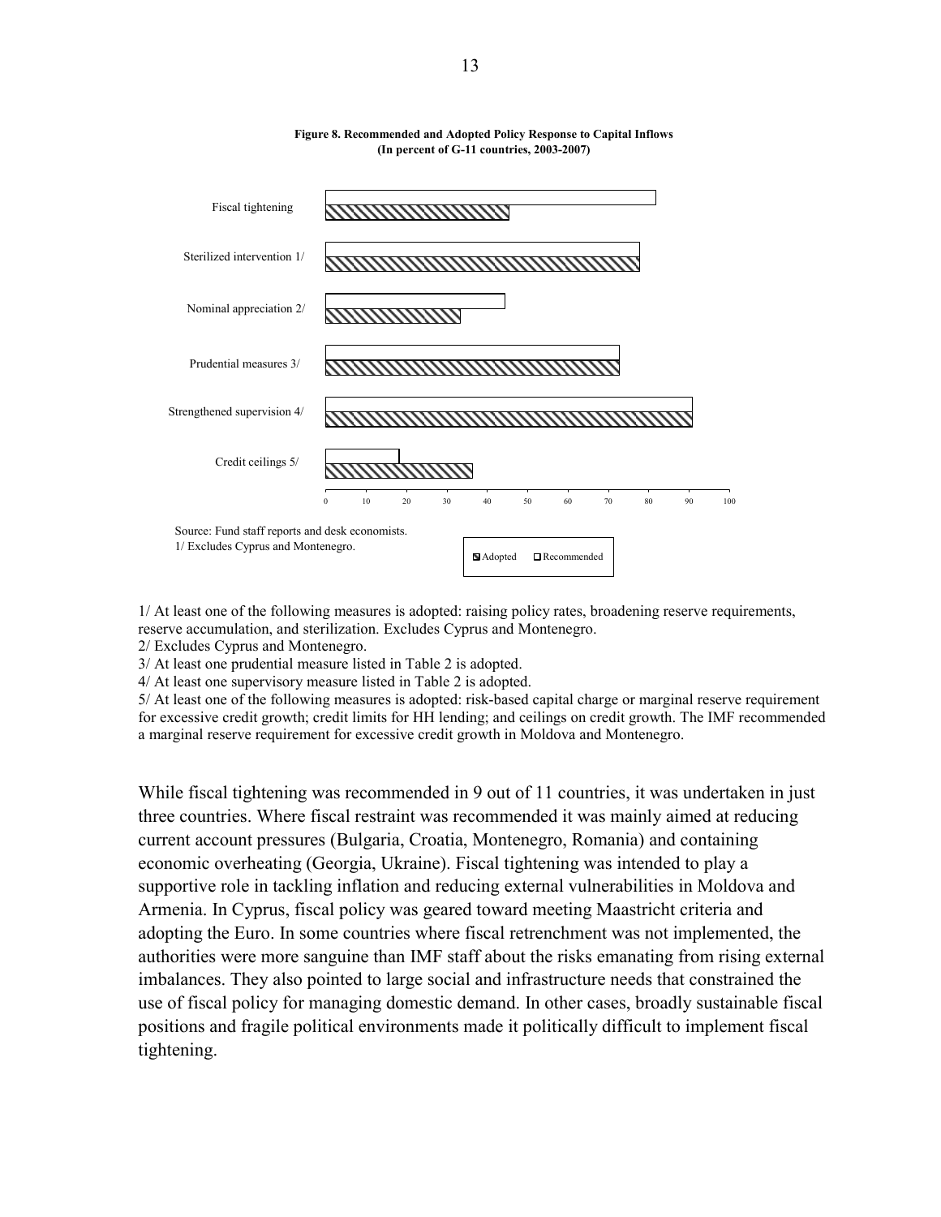**Figure 8. Recommended and Adopted Policy Response to Capital Inflows**
**(In percent of G-11 countries, 2003-2007)**

Source: Fund staff reports and desk economists.
1/ Excludes Cyprus and Montenegro.

1/ At least one of the following measures is adopted: raising policy rates, broadening reserve requirements, reserve accumulation, and sterilization. Excludes Cyprus and Montenegro.

2/ Excludes Cyprus and Montenegro.

3/ At least one prudential measure listed in Table 2 is adopted.

4/ At least one supervisory measure listed in Table 2 is adopted.

5/ At least one of the following measures is adopted: risk-based capital charge or marginal reserve requirement for excessive credit growth; credit limits for HH lending; and ceilings on credit growth. The IMF recommended a marginal reserve requirement for excessive credit growth in Moldova and Montenegro.

While fiscal tightening was recommended in 9 out of 11 countries, it was undertaken in just three countries. Where fiscal restraint was recommended it was mainly aimed at reducing current account pressures (Bulgaria, Croatia, Montenegro, Romania) and containing economic overheating (Georgia, Ukraine). Fiscal tightening was intended to play a supportive role in tackling inflation and reducing external vulnerabilities in Moldova and Armenia. In Cyprus, fiscal policy was geared toward meeting Maastricht criteria and adopting the Euro. In some countries where fiscal retrenchment was not implemented, the authorities were more sanguine than IMF staff about the risks emanating from rising external imbalances. They also pointed to large social and infrastructure needs that constrained the use of fiscal policy for managing domestic demand. In other cases, broadly sustainable fiscal positions and fragile political environments made it politically difficult to implement fiscal tightening.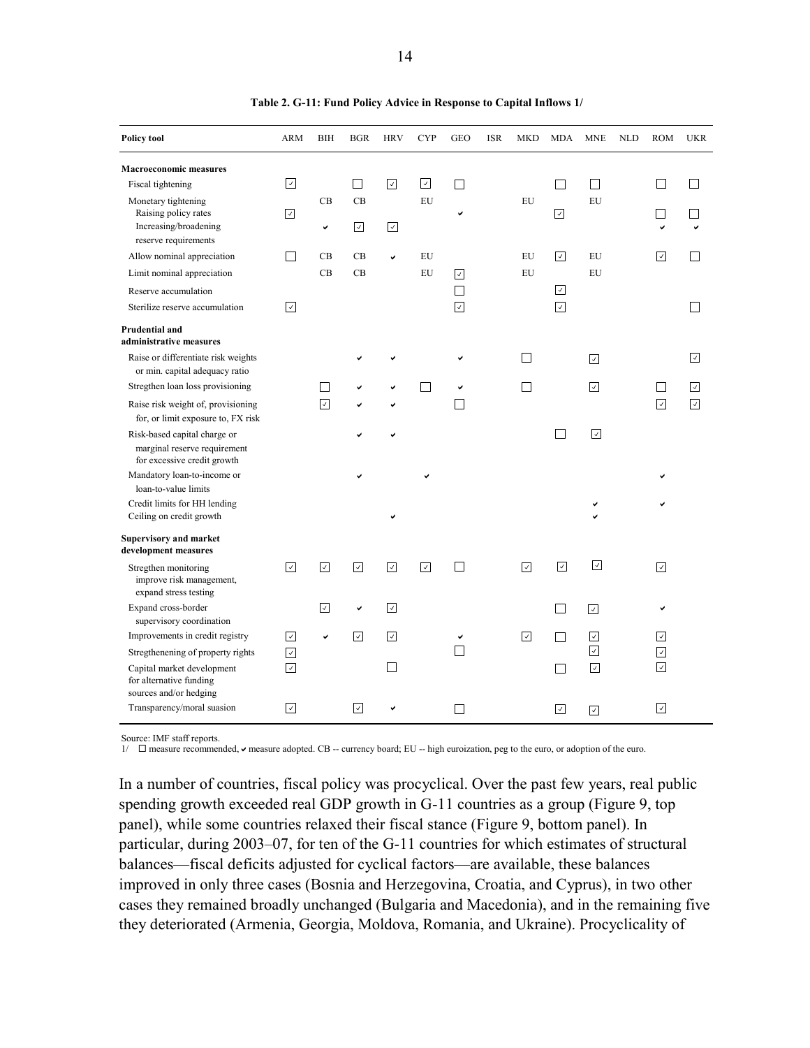**Table 2. G-11: Fund Policy Advice in Response to Capital Inflows 1/**

| Policy tool | ARM | BIH | BGR | HRV | CYP | GEO | ISR | MKD | MDA | MNE | NLD | ROM | UKR |
|---|---|---|---|---|---|---|---|---|---|---|---|---|---|
| **Macroeconomic measures** | | | | | | | | | | | | | |
| Fiscal tightening | ☑ | | ☐ | ☑ | ☑ | ☐ | | | ☐ | ☐ | | ☐ | ☐ |
| Monetary tightening | | CB | CB | | EU | | | EU | | EU | | | |
| Raising policy rates | ☑ | | | | | ✔ | | | ☑ | | | ☐ | ☐ |
| Increasing/broadening reserve requirements | | ✔ | ☑ | ☑ | | | | | | | | ✔ | ✔ |
| Allow nominal appreciation | ☐ | CB | CB | ✔ | EU | | | EU | ☑ | EU | | ☑ | ☐ |
| Limit nominal appreciation | | CB | CB | | EU | ☑ | | EU | | EU | | | |
| Reserve accumulation | | | | | | ☐ | | | ☑ | | | | |
| Sterilize reserve accumulation | ☑ | | | | | ☑ | | | ☑ | | | | ☐ |
| **Prudential and administrative measures** | | | | | | | | | | | | | |
| Raise or differentiate risk weights or min. capital adequacy ratio | | | ✔ | ✔ | | ✔ | | ☐ | | ☑ | | | ☑ |
| Stregthen loan loss provisioning | | ☐ | ✔ | ✔ | ☐ | ✔ | | ☐ | | ☑ | | ☐ | ☑ |
| Raise risk weight of, provisioning for, or limit exposure to, FX risk | | ☑ | ✔ | ✔ | | ☐ | | | | | | ☑ | ☑ |
| Risk-based capital charge or marginal reserve requirement for excessive credit growth | | | ✔ | ✔ | | | | | ☐ | ☑ | | | |
| Mandatory loan-to-income or loan-to-value limits | | | ✔ | | ✔ | | | | | | | ✔ | |
| Credit limits for HH lending | | | | | | | | | | ✔ | | ✔ | |
| Ceiling on credit growth | | | | ✔ | | | | | | ✔ | | | |
| **Supervisory and market development measures** | | | | | | | | | | | | | |
| Stregthen monitoring improve risk management, expand stress testing | ☑ | ☑ | ☑ | ☑ | ☑ | ☐ | | ☑ | ☑ | ☑ | | ☑ | |
| Expand cross-border supervisory coordination | | ☑ | ✔ | ☑ | | | | | ☐ | ☑ | | ✔ | |
| Improvements in credit registry | ☑ | ✔ | ☑ | ☑ | | ✔ | | ☑ | ☐ | ☑ | | ☑ | |
| Stregthenening of property rights | ☑ | | | | | ☐ | | | | ☑ | | ☑ | |
| Capital market development for alternative funding sources and/or hedging | ☑ | | | ☐ | | | | | ☐ | ☑ | | ☑ | |
| Transparency/moral suasion | ☑ | | ☑ | ✔ | | ☐ | | | ☑ | ☑ | | ☑ | |

Source: IMF staff reports.
1/ ☐ measure recommended, ✔ measure adopted. CB -- currency board; EU -- high euroization, peg to the euro, or adoption of the euro.

In a number of countries, fiscal policy was procyclical. Over the past few years, real public spending growth exceeded real GDP growth in G-11 countries as a group (Figure 9, top panel), while some countries relaxed their fiscal stance (Figure 9, bottom panel). In particular, during 2003–07, for ten of the G-11 countries for which estimates of structural balances—fiscal deficits adjusted for cyclical factors—are available, these balances improved in only three cases (Bosnia and Herzegovina, Croatia, and Cyprus), in two other cases they remained broadly unchanged (Bulgaria and Macedonia), and in the remaining five they deteriorated (Armenia, Georgia, Moldova, Romania, and Ukraine). Procyclicality of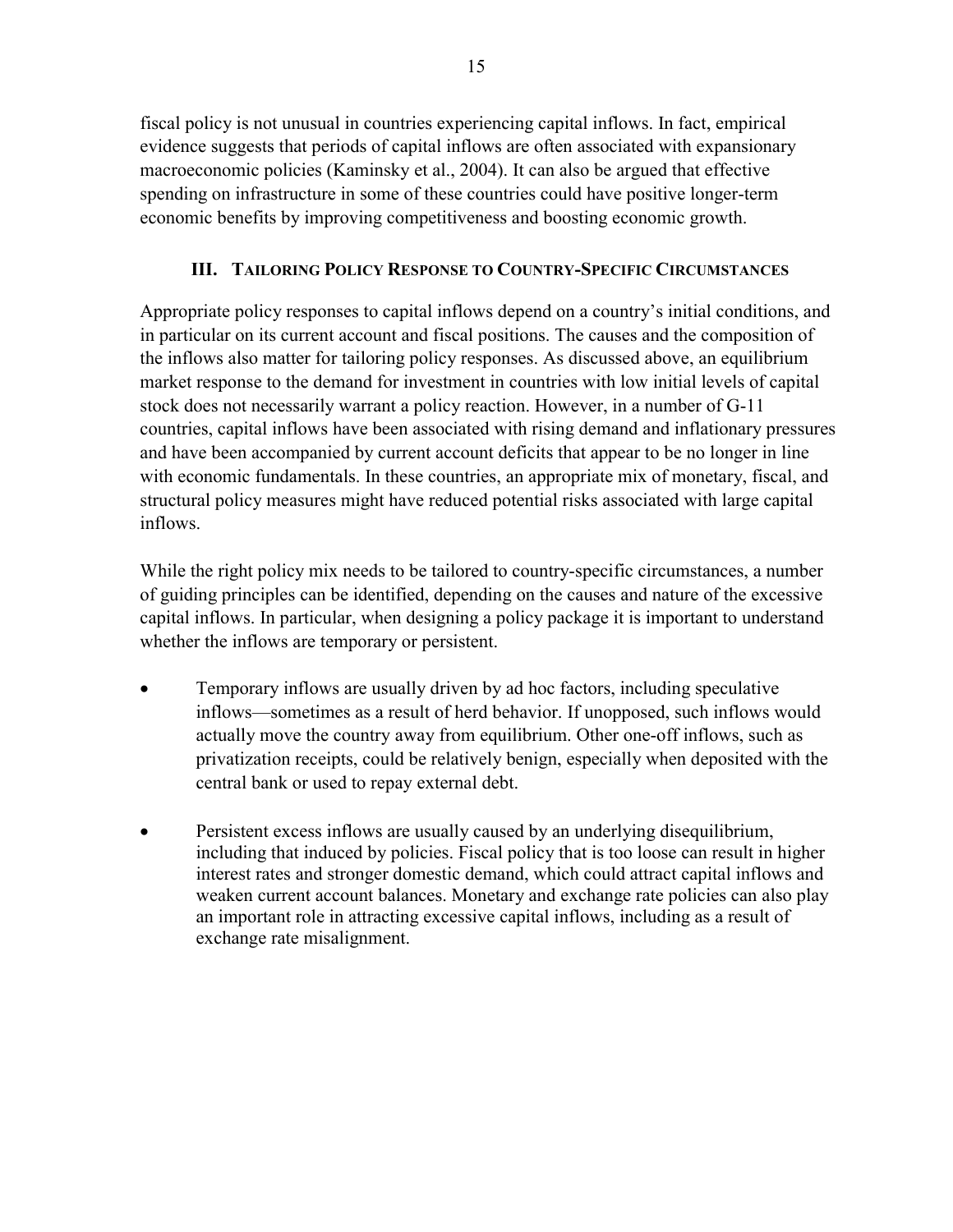fiscal policy is not unusual in countries experiencing capital inflows. In fact, empirical evidence suggests that periods of capital inflows are often associated with expansionary macroeconomic policies (Kaminsky et al., 2004). It can also be argued that effective spending on infrastructure in some of these countries could have positive longer-term economic benefits by improving competitiveness and boosting economic growth.

## III. Tailoring Policy Response to Country-Specific Circumstances

Appropriate policy responses to capital inflows depend on a country's initial conditions, and in particular on its current account and fiscal positions. The causes and the composition of the inflows also matter for tailoring policy responses. As discussed above, an equilibrium market response to the demand for investment in countries with low initial levels of capital stock does not necessarily warrant a policy reaction. However, in a number of G-11 countries, capital inflows have been associated with rising demand and inflationary pressures and have been accompanied by current account deficits that appear to be no longer in line with economic fundamentals. In these countries, an appropriate mix of monetary, fiscal, and structural policy measures might have reduced potential risks associated with large capital inflows.

While the right policy mix needs to be tailored to country-specific circumstances, a number of guiding principles can be identified, depending on the causes and nature of the excessive capital inflows. In particular, when designing a policy package it is important to understand whether the inflows are temporary or persistent.

- Temporary inflows are usually driven by ad hoc factors, including speculative inflows—sometimes as a result of herd behavior. If unopposed, such inflows would actually move the country away from equilibrium. Other one-off inflows, such as privatization receipts, could be relatively benign, especially when deposited with the central bank or used to repay external debt.

- Persistent excess inflows are usually caused by an underlying disequilibrium, including that induced by policies. Fiscal policy that is too loose can result in higher interest rates and stronger domestic demand, which could attract capital inflows and weaken current account balances. Monetary and exchange rate policies can also play an important role in attracting excessive capital inflows, including as a result of exchange rate misalignment.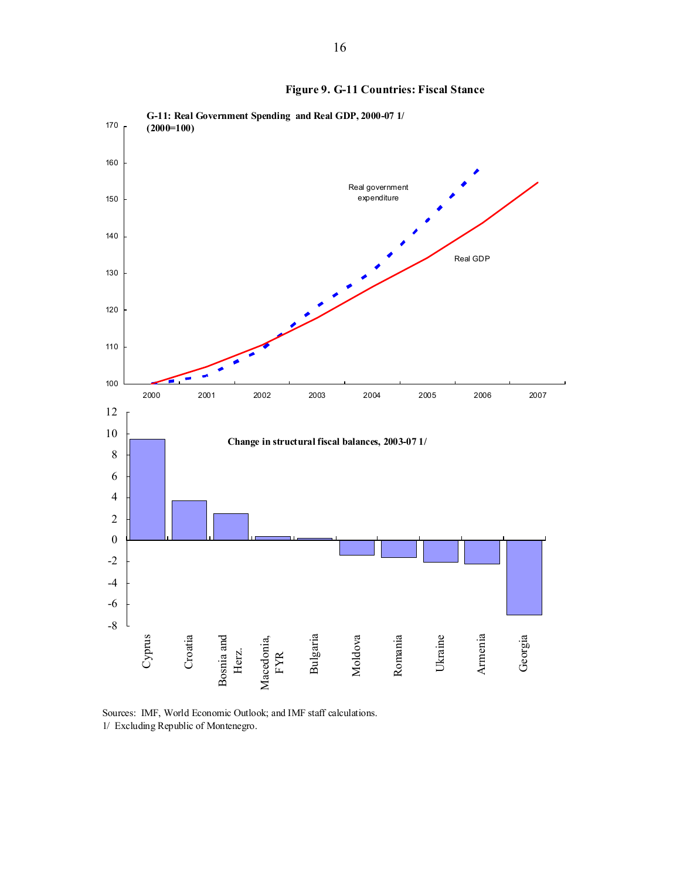**Figure 9. G-11 Countries: Fiscal Stance**

G-11: Real Government Spending and Real GDP, 2000-07 1/
(2000=100)

Change in structural fiscal balances, 2003-07 1/

Sources: IMF, World Economic Outlook; and IMF staff calculations.
1/ Excluding Republic of Montenegro.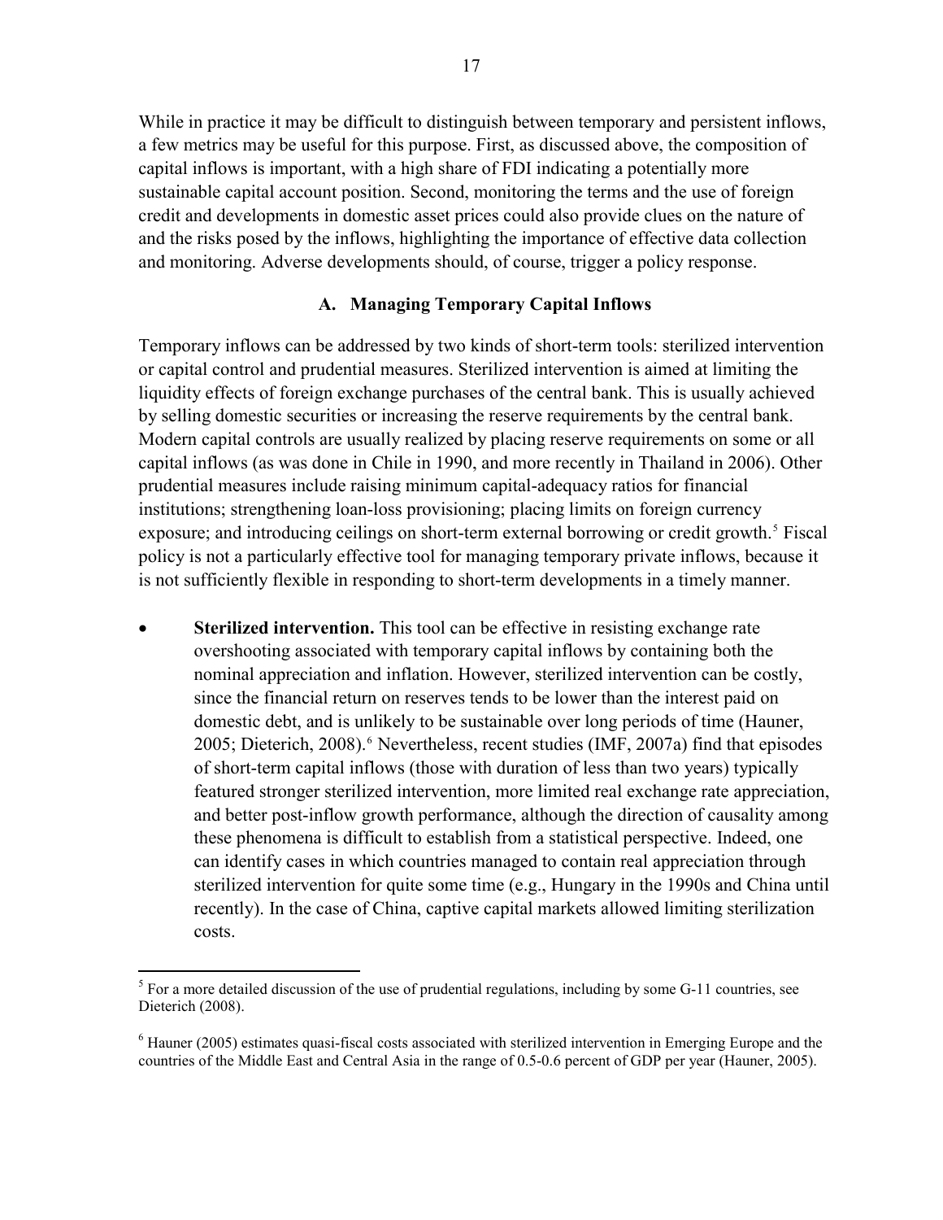While in practice it may be difficult to distinguish between temporary and persistent inflows, a few metrics may be useful for this purpose. First, as discussed above, the composition of capital inflows is important, with a high share of FDI indicating a potentially more sustainable capital account position. Second, monitoring the terms and the use of foreign credit and developments in domestic asset prices could also provide clues on the nature of and the risks posed by the inflows, highlighting the importance of effective data collection and monitoring. Adverse developments should, of course, trigger a policy response.

## A. Managing Temporary Capital Inflows

Temporary inflows can be addressed by two kinds of short-term tools: sterilized intervention or capital control and prudential measures. Sterilized intervention is aimed at limiting the liquidity effects of foreign exchange purchases of the central bank. This is usually achieved by selling domestic securities or increasing the reserve requirements by the central bank. Modern capital controls are usually realized by placing reserve requirements on some or all capital inflows (as was done in Chile in 1990, and more recently in Thailand in 2006). Other prudential measures include raising minimum capital-adequacy ratios for financial institutions; strengthening loan-loss provisioning; placing limits on foreign currency exposure; and introducing ceilings on short-term external borrowing or credit growth.[5] Fiscal policy is not a particularly effective tool for managing temporary private inflows, because it is not sufficiently flexible in responding to short-term developments in a timely manner.

- **Sterilized intervention.** This tool can be effective in resisting exchange rate overshooting associated with temporary capital inflows by containing both the nominal appreciation and inflation. However, sterilized intervention can be costly, since the financial return on reserves tends to be lower than the interest paid on domestic debt, and is unlikely to be sustainable over long periods of time (Hauner, 2005; Dieterich, 2008).[6] Nevertheless, recent studies (IMF, 2007a) find that episodes of short-term capital inflows (those with duration of less than two years) typically featured stronger sterilized intervention, more limited real exchange rate appreciation, and better post-inflow growth performance, although the direction of causality among these phenomena is difficult to establish from a statistical perspective. Indeed, one can identify cases in which countries managed to contain real appreciation through sterilized intervention for quite some time (e.g., Hungary in the 1990s and China until recently). In the case of China, captive capital markets allowed limiting sterilization costs.

---

[5] For a more detailed discussion of the use of prudential regulations, including by some G-11 countries, see Dieterich (2008).

[6] Hauner (2005) estimates quasi-fiscal costs associated with sterilized intervention in Emerging Europe and the countries of the Middle East and Central Asia in the range of 0.5-0.6 percent of GDP per year (Hauner, 2005).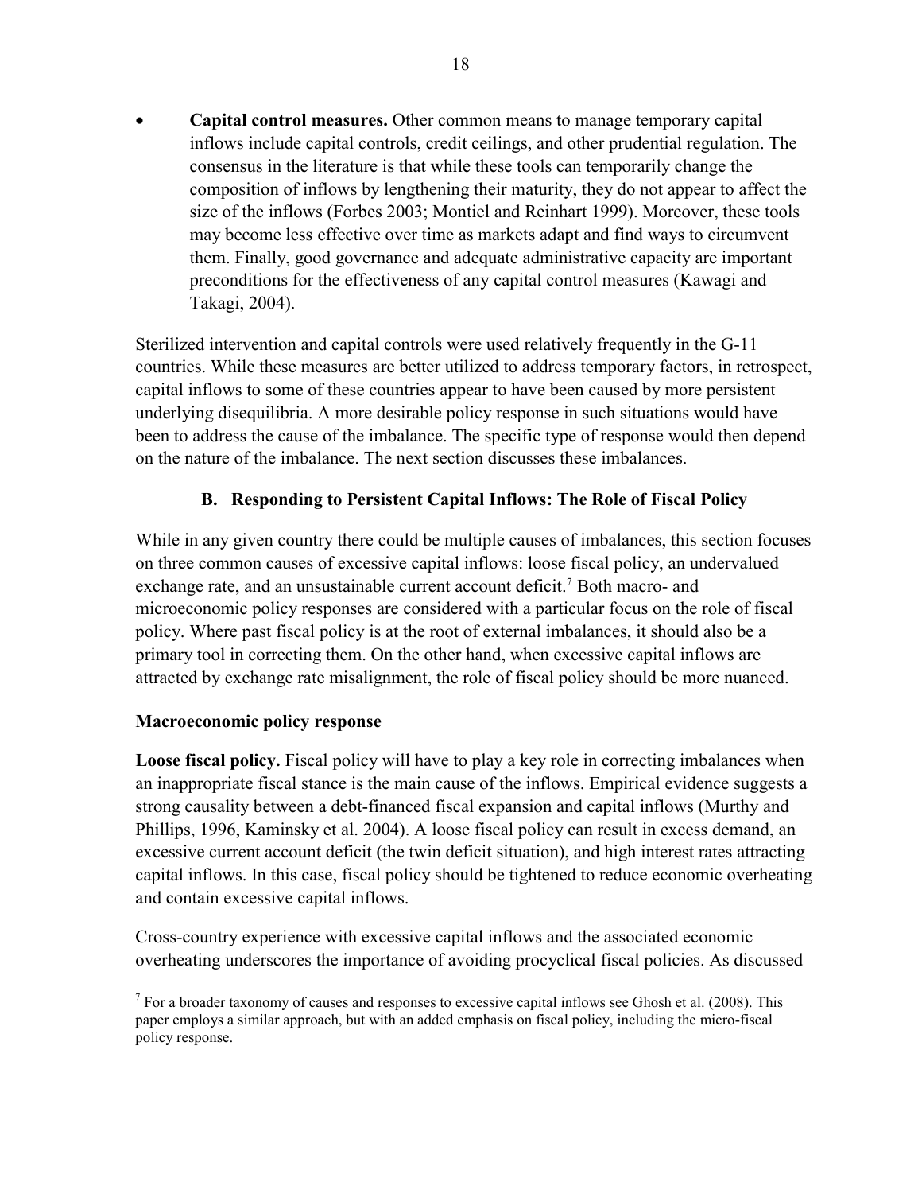- **Capital control measures.** Other common means to manage temporary capital inflows include capital controls, credit ceilings, and other prudential regulation. The consensus in the literature is that while these tools can temporarily change the composition of inflows by lengthening their maturity, they do not appear to affect the size of the inflows (Forbes 2003; Montiel and Reinhart 1999). Moreover, these tools may become less effective over time as markets adapt and find ways to circumvent them. Finally, good governance and adequate administrative capacity are important preconditions for the effectiveness of any capital control measures (Kawagi and Takagi, 2004).

Sterilized intervention and capital controls were used relatively frequently in the G-11 countries. While these measures are better utilized to address temporary factors, in retrospect, capital inflows to some of these countries appear to have been caused by more persistent underlying disequilibria. A more desirable policy response in such situations would have been to address the cause of the imbalance. The specific type of response would then depend on the nature of the imbalance. The next section discusses these imbalances.

### B. Responding to Persistent Capital Inflows: The Role of Fiscal Policy

While in any given country there could be multiple causes of imbalances, this section focuses on three common causes of excessive capital inflows: loose fiscal policy, an undervalued exchange rate, and an unsustainable current account deficit.[7] Both macro- and microeconomic policy responses are considered with a particular focus on the role of fiscal policy. Where past fiscal policy is at the root of external imbalances, it should also be a primary tool in correcting them. On the other hand, when excessive capital inflows are attracted by exchange rate misalignment, the role of fiscal policy should be more nuanced.

#### Macroeconomic policy response

**Loose fiscal policy.** Fiscal policy will have to play a key role in correcting imbalances when an inappropriate fiscal stance is the main cause of the inflows. Empirical evidence suggests a strong causality between a debt-financed fiscal expansion and capital inflows (Murthy and Phillips, 1996, Kaminsky et al. 2004). A loose fiscal policy can result in excess demand, an excessive current account deficit (the twin deficit situation), and high interest rates attracting capital inflows. In this case, fiscal policy should be tightened to reduce economic overheating and contain excessive capital inflows.

Cross-country experience with excessive capital inflows and the associated economic overheating underscores the importance of avoiding procyclical fiscal policies. As discussed

[7] For a broader taxonomy of causes and responses to excessive capital inflows see Ghosh et al. (2008). This paper employs a similar approach, but with an added emphasis on fiscal policy, including the micro-fiscal policy response.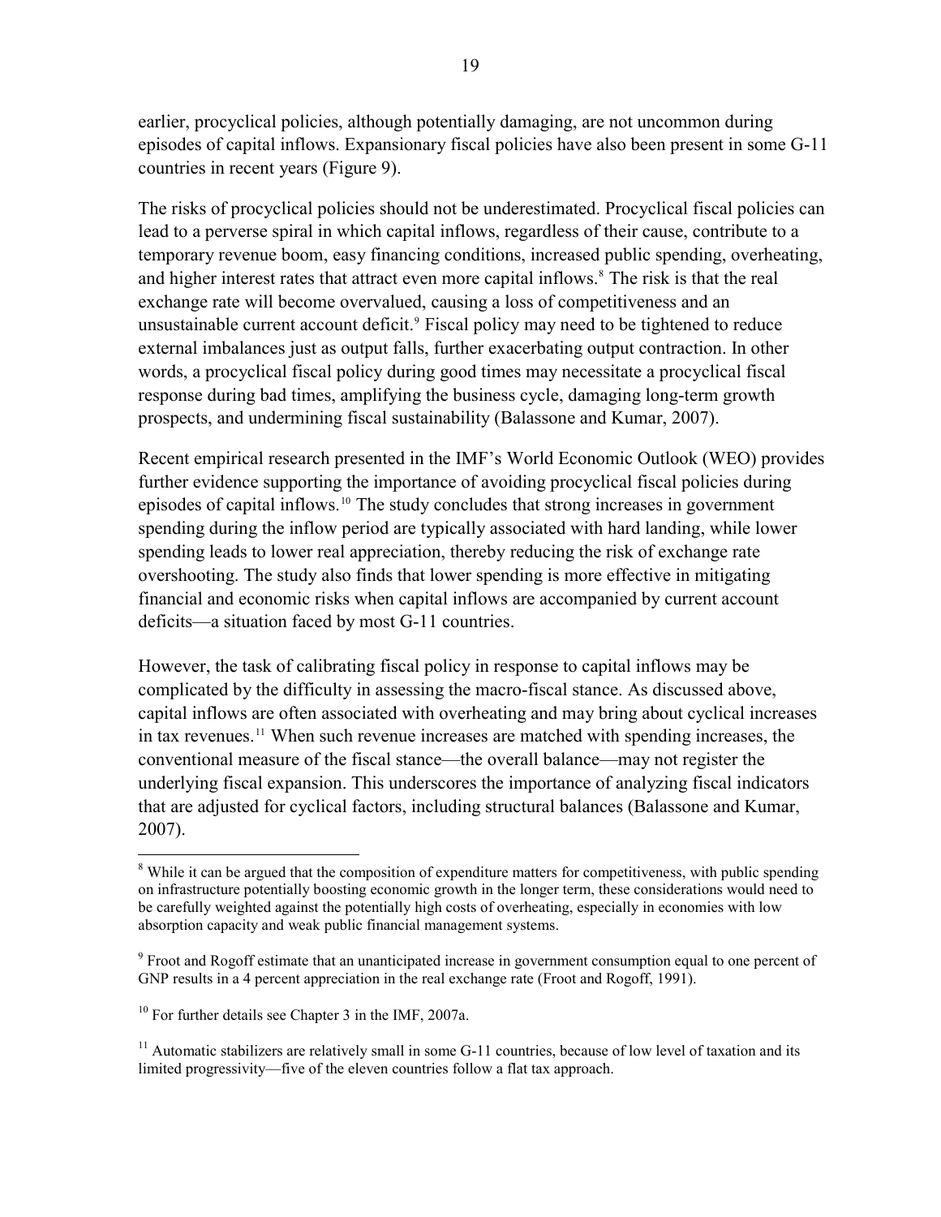earlier, procyclical policies, although potentially damaging, are not uncommon during episodes of capital inflows. Expansionary fiscal policies have also been present in some G-11 countries in recent years (Figure 9).

The risks of procyclical policies should not be underestimated. Procyclical fiscal policies can lead to a perverse spiral in which capital inflows, regardless of their cause, contribute to a temporary revenue boom, easy financing conditions, increased public spending, overheating, and higher interest rates that attract even more capital inflows.[8] The risk is that the real exchange rate will become overvalued, causing a loss of competitiveness and an unsustainable current account deficit.[9] Fiscal policy may need to be tightened to reduce external imbalances just as output falls, further exacerbating output contraction. In other words, a procyclical fiscal policy during good times may necessitate a procyclical fiscal response during bad times, amplifying the business cycle, damaging long-term growth prospects, and undermining fiscal sustainability (Balassone and Kumar, 2007).

Recent empirical research presented in the IMF's World Economic Outlook (WEO) provides further evidence supporting the importance of avoiding procyclical fiscal policies during episodes of capital inflows.[10] The study concludes that strong increases in government spending during the inflow period are typically associated with hard landing, while lower spending leads to lower real appreciation, thereby reducing the risk of exchange rate overshooting. The study also finds that lower spending is more effective in mitigating financial and economic risks when capital inflows are accompanied by current account deficits—a situation faced by most G-11 countries.

However, the task of calibrating fiscal policy in response to capital inflows may be complicated by the difficulty in assessing the macro-fiscal stance. As discussed above, capital inflows are often associated with overheating and may bring about cyclical increases in tax revenues.[11] When such revenue increases are matched with spending increases, the conventional measure of the fiscal stance—the overall balance—may not register the underlying fiscal expansion. This underscores the importance of analyzing fiscal indicators that are adjusted for cyclical factors, including structural balances (Balassone and Kumar, 2007).

---

[8] While it can be argued that the composition of expenditure matters for competitiveness, with public spending on infrastructure potentially boosting economic growth in the longer term, these considerations would need to be carefully weighted against the potentially high costs of overheating, especially in economies with low absorption capacity and weak public financial management systems.

[9] Froot and Rogoff estimate that an unanticipated increase in government consumption equal to one percent of GNP results in a 4 percent appreciation in the real exchange rate (Froot and Rogoff, 1991).

[10] For further details see Chapter 3 in the IMF, 2007a.

[11] Automatic stabilizers are relatively small in some G-11 countries, because of low level of taxation and its limited progressivity—five of the eleven countries follow a flat tax approach.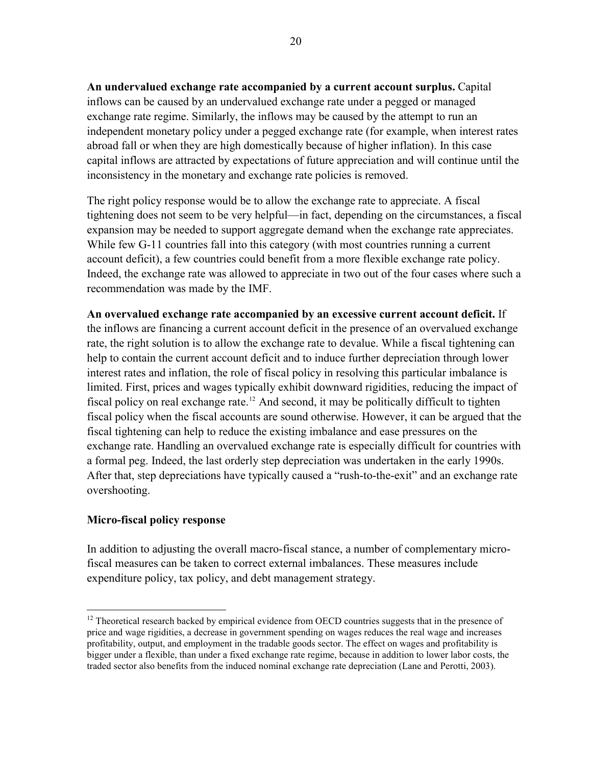**An undervalued exchange rate accompanied by a current account surplus.** Capital inflows can be caused by an undervalued exchange rate under a pegged or managed exchange rate regime. Similarly, the inflows may be caused by the attempt to run an independent monetary policy under a pegged exchange rate (for example, when interest rates abroad fall or when they are high domestically because of higher inflation). In this case capital inflows are attracted by expectations of future appreciation and will continue until the inconsistency in the monetary and exchange rate policies is removed.

The right policy response would be to allow the exchange rate to appreciate. A fiscal tightening does not seem to be very helpful—in fact, depending on the circumstances, a fiscal expansion may be needed to support aggregate demand when the exchange rate appreciates. While few G-11 countries fall into this category (with most countries running a current account deficit), a few countries could benefit from a more flexible exchange rate policy. Indeed, the exchange rate was allowed to appreciate in two out of the four cases where such a recommendation was made by the IMF.

**An overvalued exchange rate accompanied by an excessive current account deficit.** If the inflows are financing a current account deficit in the presence of an overvalued exchange rate, the right solution is to allow the exchange rate to devalue. While a fiscal tightening can help to contain the current account deficit and to induce further depreciation through lower interest rates and inflation, the role of fiscal policy in resolving this particular imbalance is limited. First, prices and wages typically exhibit downward rigidities, reducing the impact of fiscal policy on real exchange rate.[12] And second, it may be politically difficult to tighten fiscal policy when the fiscal accounts are sound otherwise. However, it can be argued that the fiscal tightening can help to reduce the existing imbalance and ease pressures on the exchange rate. Handling an overvalued exchange rate is especially difficult for countries with a formal peg. Indeed, the last orderly step depreciation was undertaken in the early 1990s. After that, step depreciations have typically caused a "rush-to-the-exit" and an exchange rate overshooting.

### Micro-fiscal policy response

In addition to adjusting the overall macro-fiscal stance, a number of complementary micro-fiscal measures can be taken to correct external imbalances. These measures include expenditure policy, tax policy, and debt management strategy.

[12] Theoretical research backed by empirical evidence from OECD countries suggests that in the presence of price and wage rigidities, a decrease in government spending on wages reduces the real wage and increases profitability, output, and employment in the tradable goods sector. The effect on wages and profitability is bigger under a flexible, than under a fixed exchange rate regime, because in addition to lower labor costs, the traded sector also benefits from the induced nominal exchange rate depreciation (Lane and Perotti, 2003).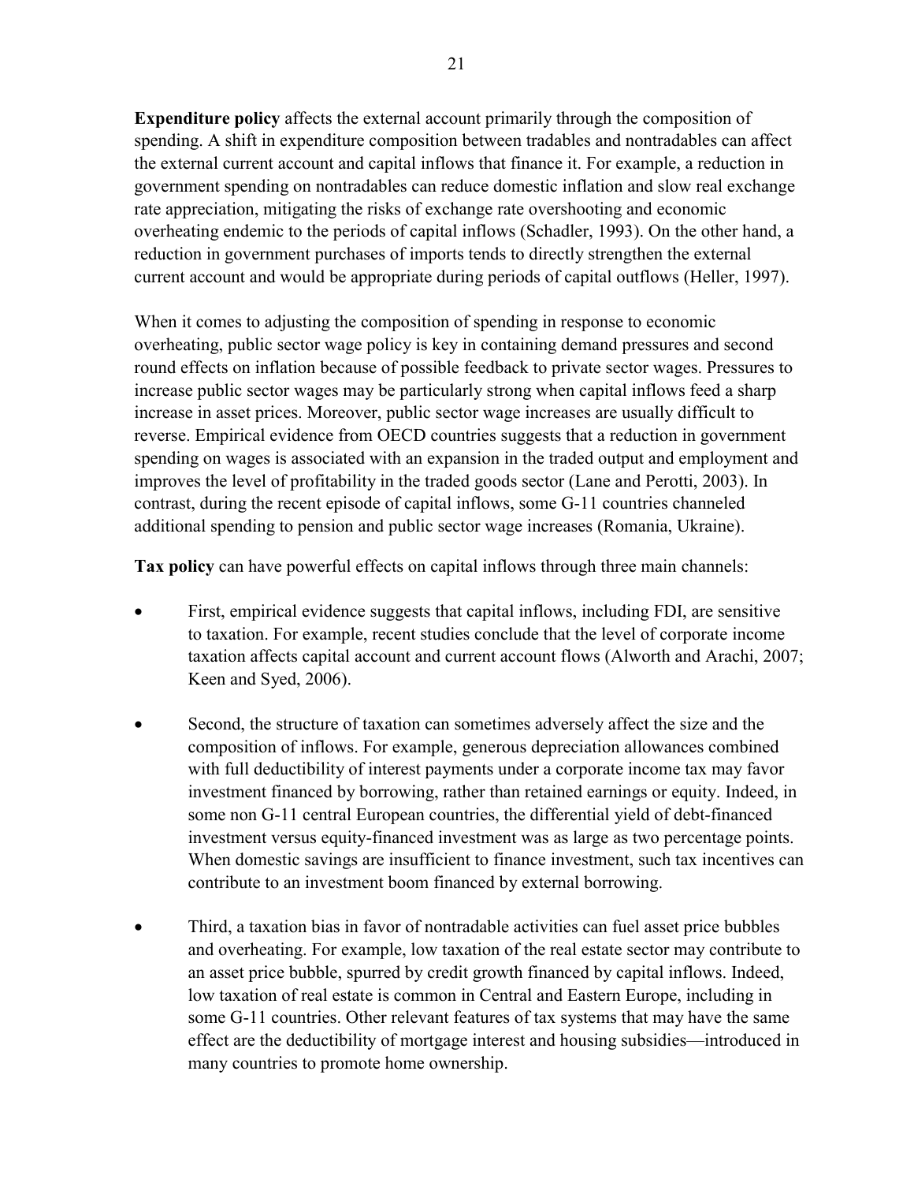**Expenditure policy** affects the external account primarily through the composition of spending. A shift in expenditure composition between tradables and nontradables can affect the external current account and capital inflows that finance it. For example, a reduction in government spending on nontradables can reduce domestic inflation and slow real exchange rate appreciation, mitigating the risks of exchange rate overshooting and economic overheating endemic to the periods of capital inflows (Schadler, 1993). On the other hand, a reduction in government purchases of imports tends to directly strengthen the external current account and would be appropriate during periods of capital outflows (Heller, 1997).

When it comes to adjusting the composition of spending in response to economic overheating, public sector wage policy is key in containing demand pressures and second round effects on inflation because of possible feedback to private sector wages. Pressures to increase public sector wages may be particularly strong when capital inflows feed a sharp increase in asset prices. Moreover, public sector wage increases are usually difficult to reverse. Empirical evidence from OECD countries suggests that a reduction in government spending on wages is associated with an expansion in the traded output and employment and improves the level of profitability in the traded goods sector (Lane and Perotti, 2003). In contrast, during the recent episode of capital inflows, some G-11 countries channeled additional spending to pension and public sector wage increases (Romania, Ukraine).

**Tax policy** can have powerful effects on capital inflows through three main channels:

- First, empirical evidence suggests that capital inflows, including FDI, are sensitive to taxation. For example, recent studies conclude that the level of corporate income taxation affects capital account and current account flows (Alworth and Arachi, 2007; Keen and Syed, 2006).

- Second, the structure of taxation can sometimes adversely affect the size and the composition of inflows. For example, generous depreciation allowances combined with full deductibility of interest payments under a corporate income tax may favor investment financed by borrowing, rather than retained earnings or equity. Indeed, in some non G-11 central European countries, the differential yield of debt-financed investment versus equity-financed investment was as large as two percentage points. When domestic savings are insufficient to finance investment, such tax incentives can contribute to an investment boom financed by external borrowing.

- Third, a taxation bias in favor of nontradable activities can fuel asset price bubbles and overheating. For example, low taxation of the real estate sector may contribute to an asset price bubble, spurred by credit growth financed by capital inflows. Indeed, low taxation of real estate is common in Central and Eastern Europe, including in some G-11 countries. Other relevant features of tax systems that may have the same effect are the deductibility of mortgage interest and housing subsidies—introduced in many countries to promote home ownership.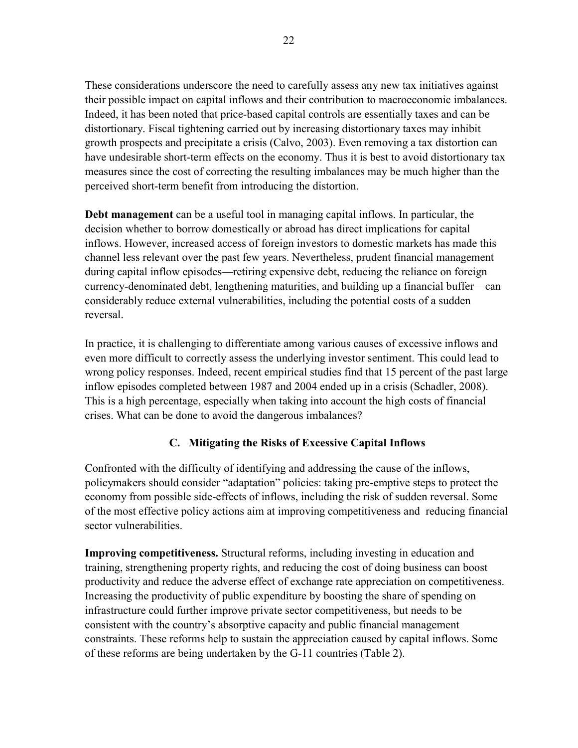These considerations underscore the need to carefully assess any new tax initiatives against their possible impact on capital inflows and their contribution to macroeconomic imbalances. Indeed, it has been noted that price-based capital controls are essentially taxes and can be distortionary. Fiscal tightening carried out by increasing distortionary taxes may inhibit growth prospects and precipitate a crisis (Calvo, 2003). Even removing a tax distortion can have undesirable short-term effects on the economy. Thus it is best to avoid distortionary tax measures since the cost of correcting the resulting imbalances may be much higher than the perceived short-term benefit from introducing the distortion.

**Debt management** can be a useful tool in managing capital inflows. In particular, the decision whether to borrow domestically or abroad has direct implications for capital inflows. However, increased access of foreign investors to domestic markets has made this channel less relevant over the past few years. Nevertheless, prudent financial management during capital inflow episodes—retiring expensive debt, reducing the reliance on foreign currency-denominated debt, lengthening maturities, and building up a financial buffer—can considerably reduce external vulnerabilities, including the potential costs of a sudden reversal.

In practice, it is challenging to differentiate among various causes of excessive inflows and even more difficult to correctly assess the underlying investor sentiment. This could lead to wrong policy responses. Indeed, recent empirical studies find that 15 percent of the past large inflow episodes completed between 1987 and 2004 ended up in a crisis (Schadler, 2008). This is a high percentage, especially when taking into account the high costs of financial crises. What can be done to avoid the dangerous imbalances?

## C. Mitigating the Risks of Excessive Capital Inflows

Confronted with the difficulty of identifying and addressing the cause of the inflows, policymakers should consider "adaptation" policies: taking pre-emptive steps to protect the economy from possible side-effects of inflows, including the risk of sudden reversal. Some of the most effective policy actions aim at improving competitiveness and reducing financial sector vulnerabilities.

**Improving competitiveness.** Structural reforms, including investing in education and training, strengthening property rights, and reducing the cost of doing business can boost productivity and reduce the adverse effect of exchange rate appreciation on competitiveness. Increasing the productivity of public expenditure by boosting the share of spending on infrastructure could further improve private sector competitiveness, but needs to be consistent with the country's absorptive capacity and public financial management constraints. These reforms help to sustain the appreciation caused by capital inflows. Some of these reforms are being undertaken by the G-11 countries (Table 2).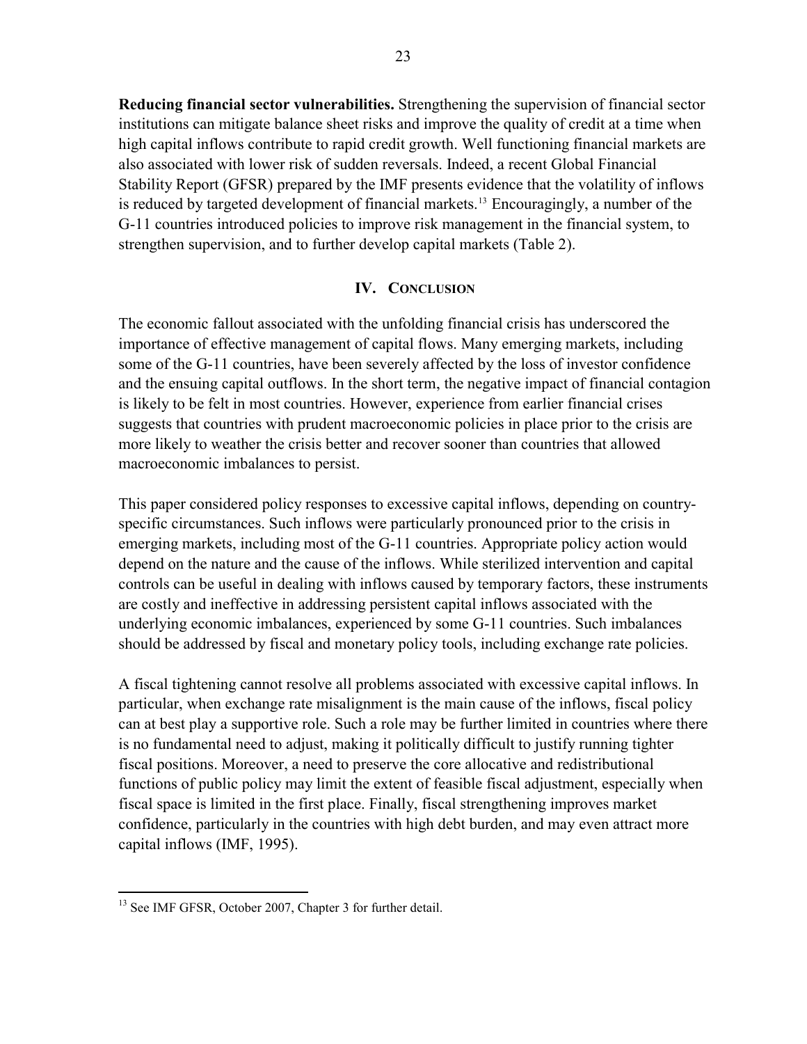**Reducing financial sector vulnerabilities.** Strengthening the supervision of financial sector institutions can mitigate balance sheet risks and improve the quality of credit at a time when high capital inflows contribute to rapid credit growth. Well functioning financial markets are also associated with lower risk of sudden reversals. Indeed, a recent Global Financial Stability Report (GFSR) prepared by the IMF presents evidence that the volatility of inflows is reduced by targeted development of financial markets.[13] Encouragingly, a number of the G-11 countries introduced policies to improve risk management in the financial system, to strengthen supervision, and to further develop capital markets (Table 2).

## IV. Conclusion

The economic fallout associated with the unfolding financial crisis has underscored the importance of effective management of capital flows. Many emerging markets, including some of the G-11 countries, have been severely affected by the loss of investor confidence and the ensuing capital outflows. In the short term, the negative impact of financial contagion is likely to be felt in most countries. However, experience from earlier financial crises suggests that countries with prudent macroeconomic policies in place prior to the crisis are more likely to weather the crisis better and recover sooner than countries that allowed macroeconomic imbalances to persist.

This paper considered policy responses to excessive capital inflows, depending on country-specific circumstances. Such inflows were particularly pronounced prior to the crisis in emerging markets, including most of the G-11 countries. Appropriate policy action would depend on the nature and the cause of the inflows. While sterilized intervention and capital controls can be useful in dealing with inflows caused by temporary factors, these instruments are costly and ineffective in addressing persistent capital inflows associated with the underlying economic imbalances, experienced by some G-11 countries. Such imbalances should be addressed by fiscal and monetary policy tools, including exchange rate policies.

A fiscal tightening cannot resolve all problems associated with excessive capital inflows. In particular, when exchange rate misalignment is the main cause of the inflows, fiscal policy can at best play a supportive role. Such a role may be further limited in countries where there is no fundamental need to adjust, making it politically difficult to justify running tighter fiscal positions. Moreover, a need to preserve the core allocative and redistributional functions of public policy may limit the extent of feasible fiscal adjustment, especially when fiscal space is limited in the first place. Finally, fiscal strengthening improves market confidence, particularly in the countries with high debt burden, and may even attract more capital inflows (IMF, 1995).

---

[13] See IMF GFSR, October 2007, Chapter 3 for further detail.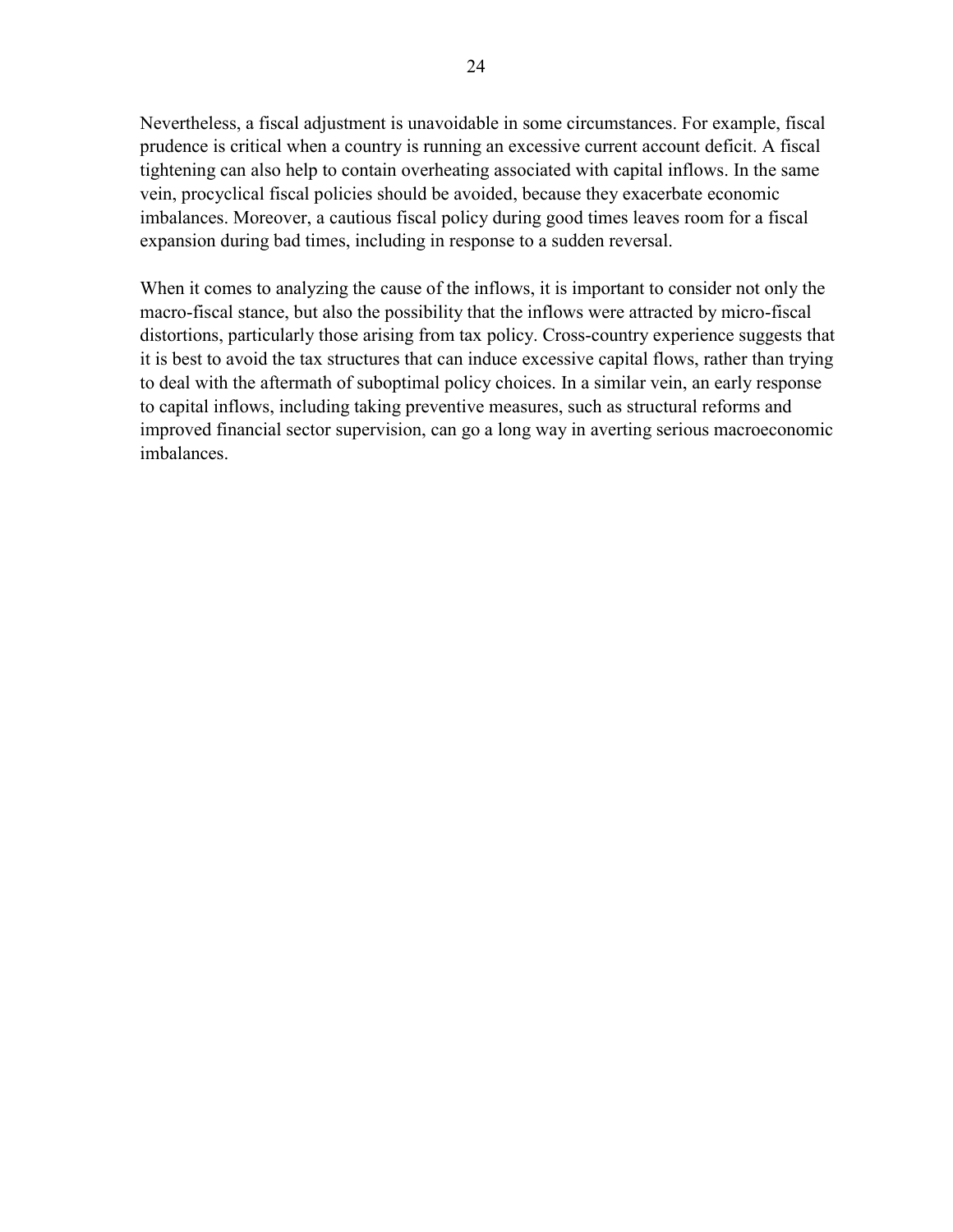Nevertheless, a fiscal adjustment is unavoidable in some circumstances. For example, fiscal prudence is critical when a country is running an excessive current account deficit. A fiscal tightening can also help to contain overheating associated with capital inflows. In the same vein, procyclical fiscal policies should be avoided, because they exacerbate economic imbalances. Moreover, a cautious fiscal policy during good times leaves room for a fiscal expansion during bad times, including in response to a sudden reversal.

When it comes to analyzing the cause of the inflows, it is important to consider not only the macro-fiscal stance, but also the possibility that the inflows were attracted by micro-fiscal distortions, particularly those arising from tax policy. Cross-country experience suggests that it is best to avoid the tax structures that can induce excessive capital flows, rather than trying to deal with the aftermath of suboptimal policy choices. In a similar vein, an early response to capital inflows, including taking preventive measures, such as structural reforms and improved financial sector supervision, can go a long way in averting serious macroeconomic imbalances.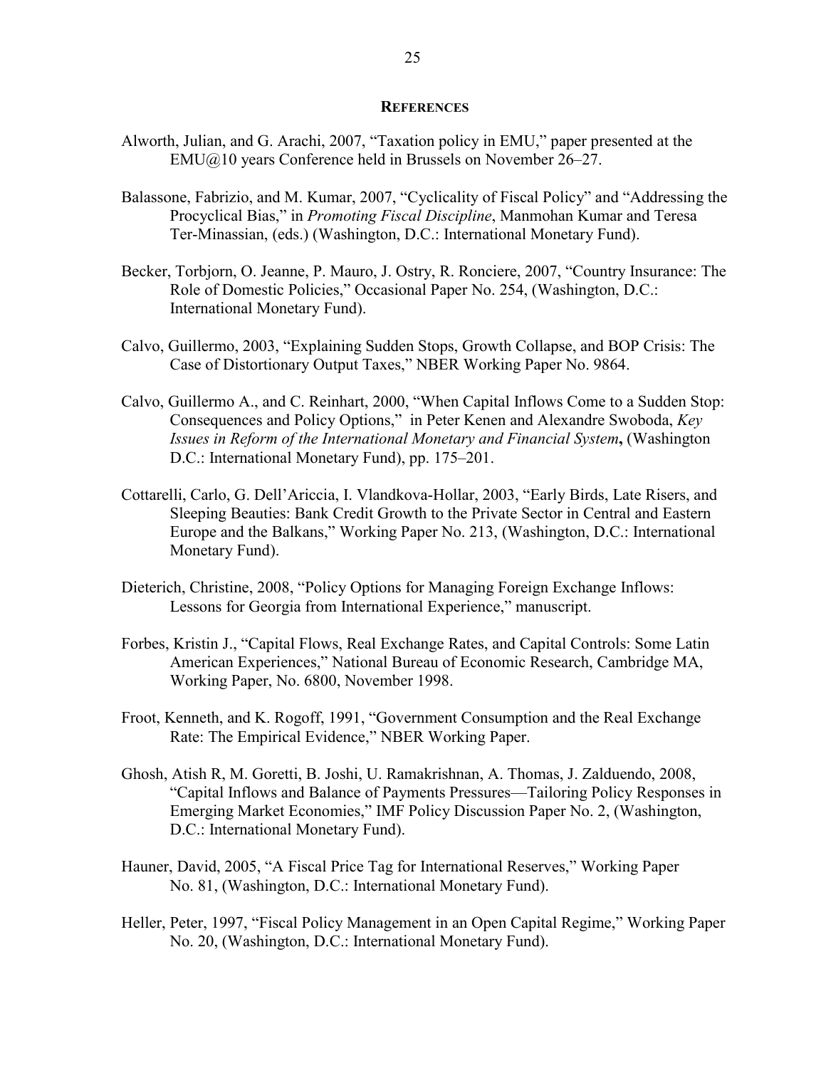## References

Alworth, Julian, and G. Arachi, 2007, "Taxation policy in EMU," paper presented at the EMU@10 years Conference held in Brussels on November 26–27.

Balassone, Fabrizio, and M. Kumar, 2007, "Cyclicality of Fiscal Policy" and "Addressing the Procyclical Bias," in *Promoting Fiscal Discipline*, Manmohan Kumar and Teresa Ter-Minassian, (eds.) (Washington, D.C.: International Monetary Fund).

Becker, Torbjorn, O. Jeanne, P. Mauro, J. Ostry, R. Ronciere, 2007, "Country Insurance: The Role of Domestic Policies," Occasional Paper No. 254, (Washington, D.C.: International Monetary Fund).

Calvo, Guillermo, 2003, "Explaining Sudden Stops, Growth Collapse, and BOP Crisis: The Case of Distortionary Output Taxes," NBER Working Paper No. 9864.

Calvo, Guillermo A., and C. Reinhart, 2000, "When Capital Inflows Come to a Sudden Stop: Consequences and Policy Options," in Peter Kenen and Alexandre Swoboda, *Key Issues in Reform of the International Monetary and Financial System*, (Washington D.C.: International Monetary Fund), pp. 175–201.

Cottarelli, Carlo, G. Dell'Ariccia, I. Vlandkova-Hollar, 2003, "Early Birds, Late Risers, and Sleeping Beauties: Bank Credit Growth to the Private Sector in Central and Eastern Europe and the Balkans," Working Paper No. 213, (Washington, D.C.: International Monetary Fund).

Dieterich, Christine, 2008, "Policy Options for Managing Foreign Exchange Inflows: Lessons for Georgia from International Experience," manuscript.

Forbes, Kristin J., "Capital Flows, Real Exchange Rates, and Capital Controls: Some Latin American Experiences," National Bureau of Economic Research, Cambridge MA, Working Paper, No. 6800, November 1998.

Froot, Kenneth, and K. Rogoff, 1991, "Government Consumption and the Real Exchange Rate: The Empirical Evidence," NBER Working Paper.

Ghosh, Atish R, M. Goretti, B. Joshi, U. Ramakrishnan, A. Thomas, J. Zalduendo, 2008, "Capital Inflows and Balance of Payments Pressures—Tailoring Policy Responses in Emerging Market Economies," IMF Policy Discussion Paper No. 2, (Washington, D.C.: International Monetary Fund).

Hauner, David, 2005, "A Fiscal Price Tag for International Reserves," Working Paper No. 81, (Washington, D.C.: International Monetary Fund).

Heller, Peter, 1997, "Fiscal Policy Management in an Open Capital Regime," Working Paper No. 20, (Washington, D.C.: International Monetary Fund).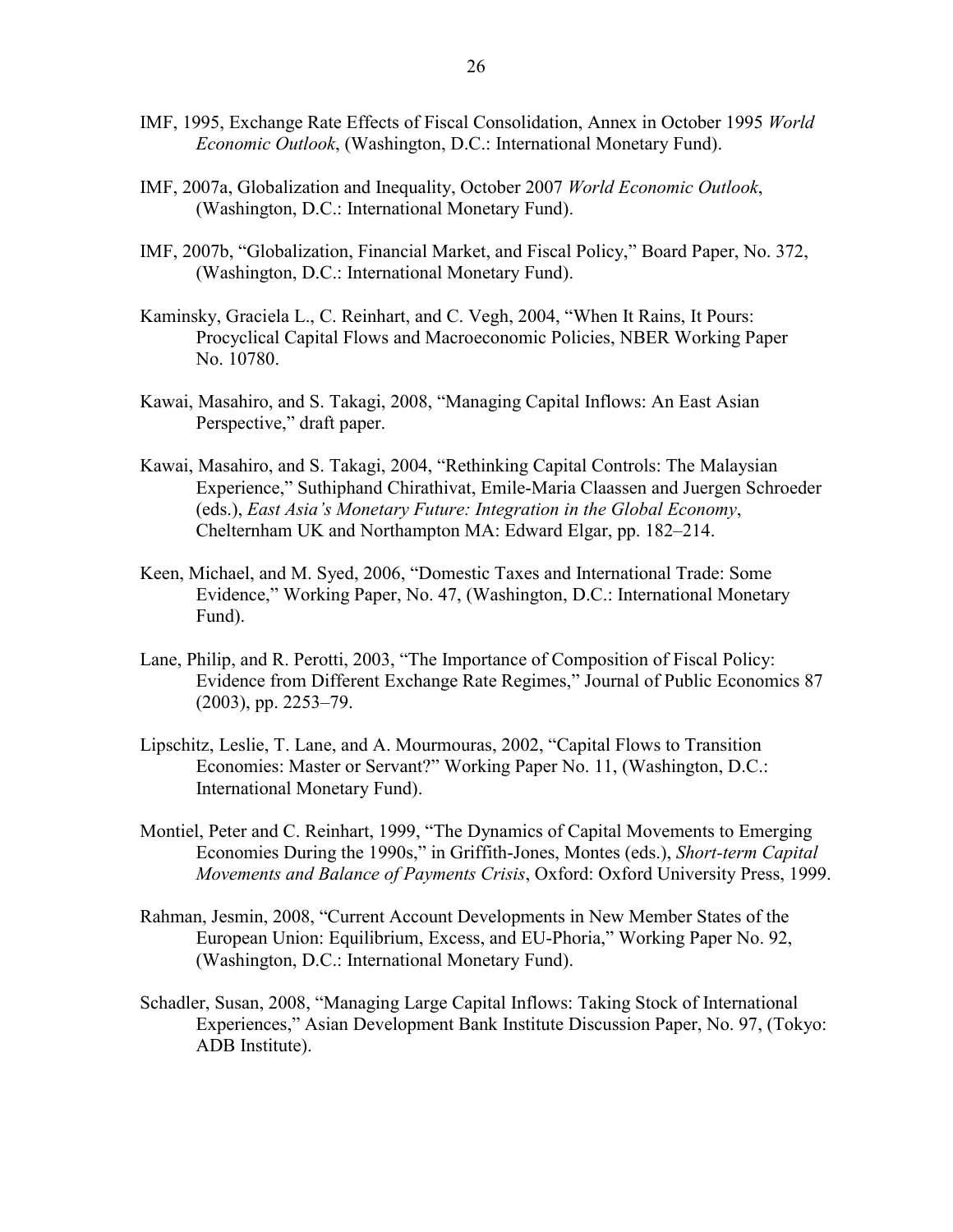IMF, 1995, Exchange Rate Effects of Fiscal Consolidation, Annex in October 1995 *World Economic Outlook*, (Washington, D.C.: International Monetary Fund).

IMF, 2007a, Globalization and Inequality, October 2007 *World Economic Outlook*, (Washington, D.C.: International Monetary Fund).

IMF, 2007b, "Globalization, Financial Market, and Fiscal Policy," Board Paper, No. 372, (Washington, D.C.: International Monetary Fund).

Kaminsky, Graciela L., C. Reinhart, and C. Vegh, 2004, "When It Rains, It Pours: Procyclical Capital Flows and Macroeconomic Policies, NBER Working Paper No. 10780.

Kawai, Masahiro, and S. Takagi, 2008, "Managing Capital Inflows: An East Asian Perspective," draft paper.

Kawai, Masahiro, and S. Takagi, 2004, "Rethinking Capital Controls: The Malaysian Experience," Suthiphand Chirathivat, Emile-Maria Claassen and Juergen Schroeder (eds.), *East Asia's Monetary Future: Integration in the Global Economy*, Chelternham UK and Northampton MA: Edward Elgar, pp. 182–214.

Keen, Michael, and M. Syed, 2006, "Domestic Taxes and International Trade: Some Evidence," Working Paper, No. 47, (Washington, D.C.: International Monetary Fund).

Lane, Philip, and R. Perotti, 2003, "The Importance of Composition of Fiscal Policy: Evidence from Different Exchange Rate Regimes," Journal of Public Economics 87 (2003), pp. 2253–79.

Lipschitz, Leslie, T. Lane, and A. Mourmouras, 2002, "Capital Flows to Transition Economies: Master or Servant?" Working Paper No. 11, (Washington, D.C.: International Monetary Fund).

Montiel, Peter and C. Reinhart, 1999, "The Dynamics of Capital Movements to Emerging Economies During the 1990s," in Griffith-Jones, Montes (eds.), *Short-term Capital Movements and Balance of Payments Crisis*, Oxford: Oxford University Press, 1999.

Rahman, Jesmin, 2008, "Current Account Developments in New Member States of the European Union: Equilibrium, Excess, and EU-Phoria," Working Paper No. 92, (Washington, D.C.: International Monetary Fund).

Schadler, Susan, 2008, "Managing Large Capital Inflows: Taking Stock of International Experiences," Asian Development Bank Institute Discussion Paper, No. 97, (Tokyo: ADB Institute).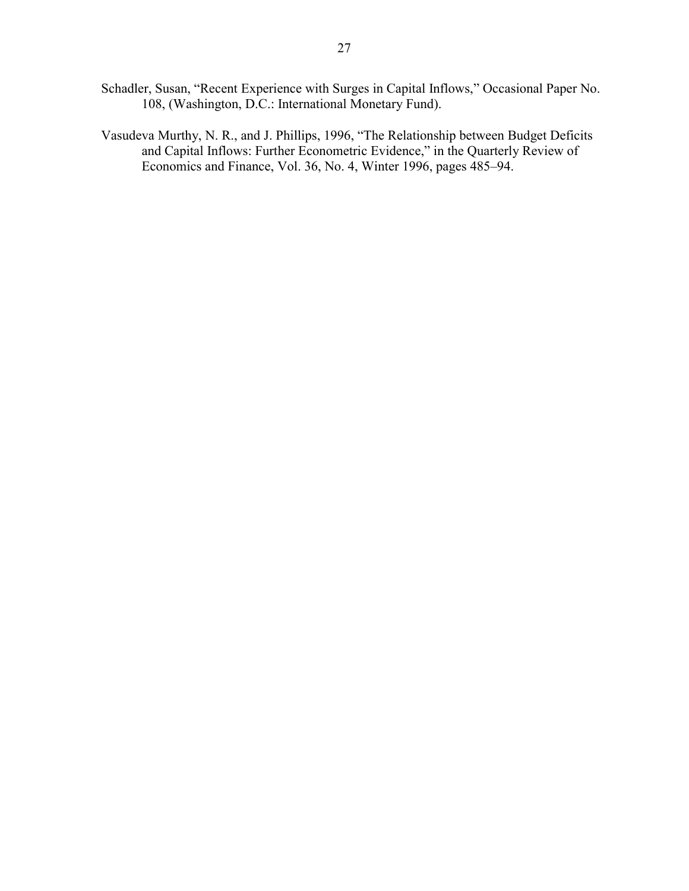Schadler, Susan, "Recent Experience with Surges in Capital Inflows," Occasional Paper No. 108, (Washington, D.C.: International Monetary Fund).

Vasudeva Murthy, N. R., and J. Phillips, 1996, "The Relationship between Budget Deficits and Capital Inflows: Further Econometric Evidence," in the Quarterly Review of Economics and Finance, Vol. 36, No. 4, Winter 1996, pages 485–94.